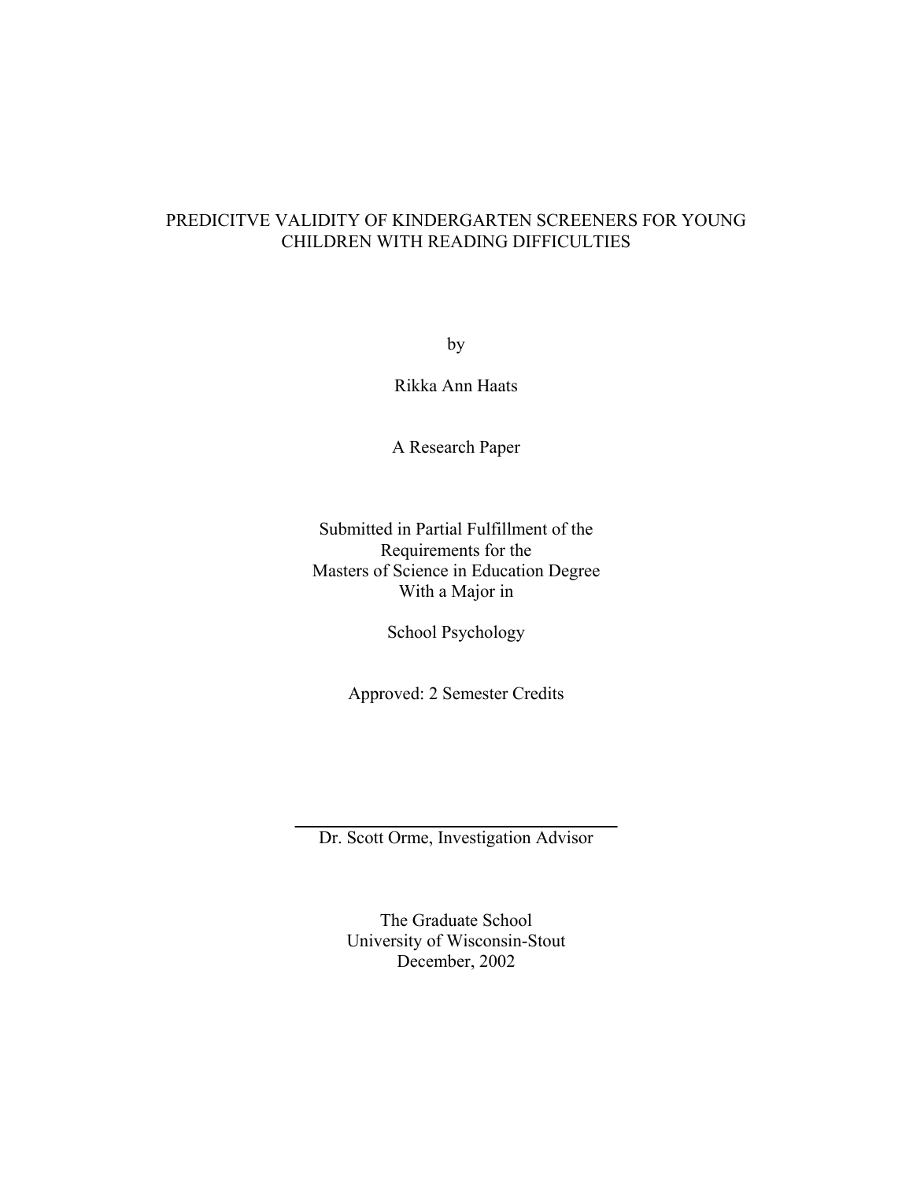# PREDICITVE VALIDITY OF KINDERGARTEN SCREENERS FOR YOUNG CHILDREN WITH READING DIFFICULTIES

by

Rikka Ann Haats

A Research Paper

Submitted in Partial Fulfillment of the
Requirements for the
Masters of Science in Education Degree
With a Major in

School Psychology

Approved: 2 Semester Credits

---

Dr. Scott Orme, Investigation Advisor

The Graduate School
University of Wisconsin-Stout
December, 2002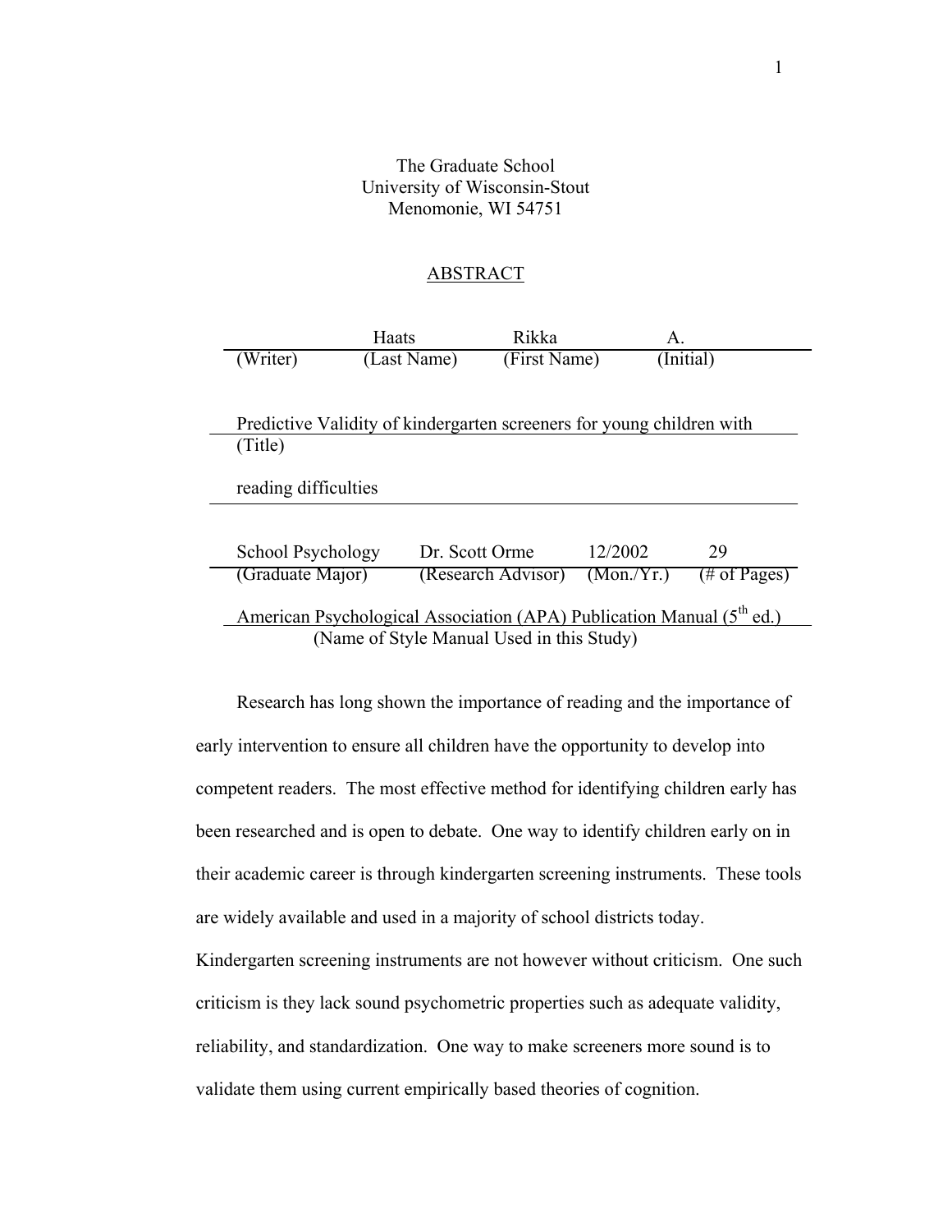The Graduate School
University of Wisconsin-Stout
Menomonie, WI 54751

## ABSTRACT

| | Haats | Rikka | A. |
|---|---|---|---|
| (Writer) | (Last Name) | (First Name) | (Initial) |

Predictive Validity of kindergarten screeners for young children with reading difficulties
(Title)

| School Psychology | Dr. Scott Orme | 12/2002 | 29 |
|---|---|---|---|
| (Graduate Major) | (Research Advisor) | (Mon./Yr.) | (# of Pages) |

American Psychological Association (APA) Publication Manual (5th ed.)
(Name of Style Manual Used in this Study)

Research has long shown the importance of reading and the importance of early intervention to ensure all children have the opportunity to develop into competent readers. The most effective method for identifying children early has been researched and is open to debate. One way to identify children early on in their academic career is through kindergarten screening instruments. These tools are widely available and used in a majority of school districts today. Kindergarten screening instruments are not however without criticism. One such criticism is they lack sound psychometric properties such as adequate validity, reliability, and standardization. One way to make screeners more sound is to validate them using current empirically based theories of cognition.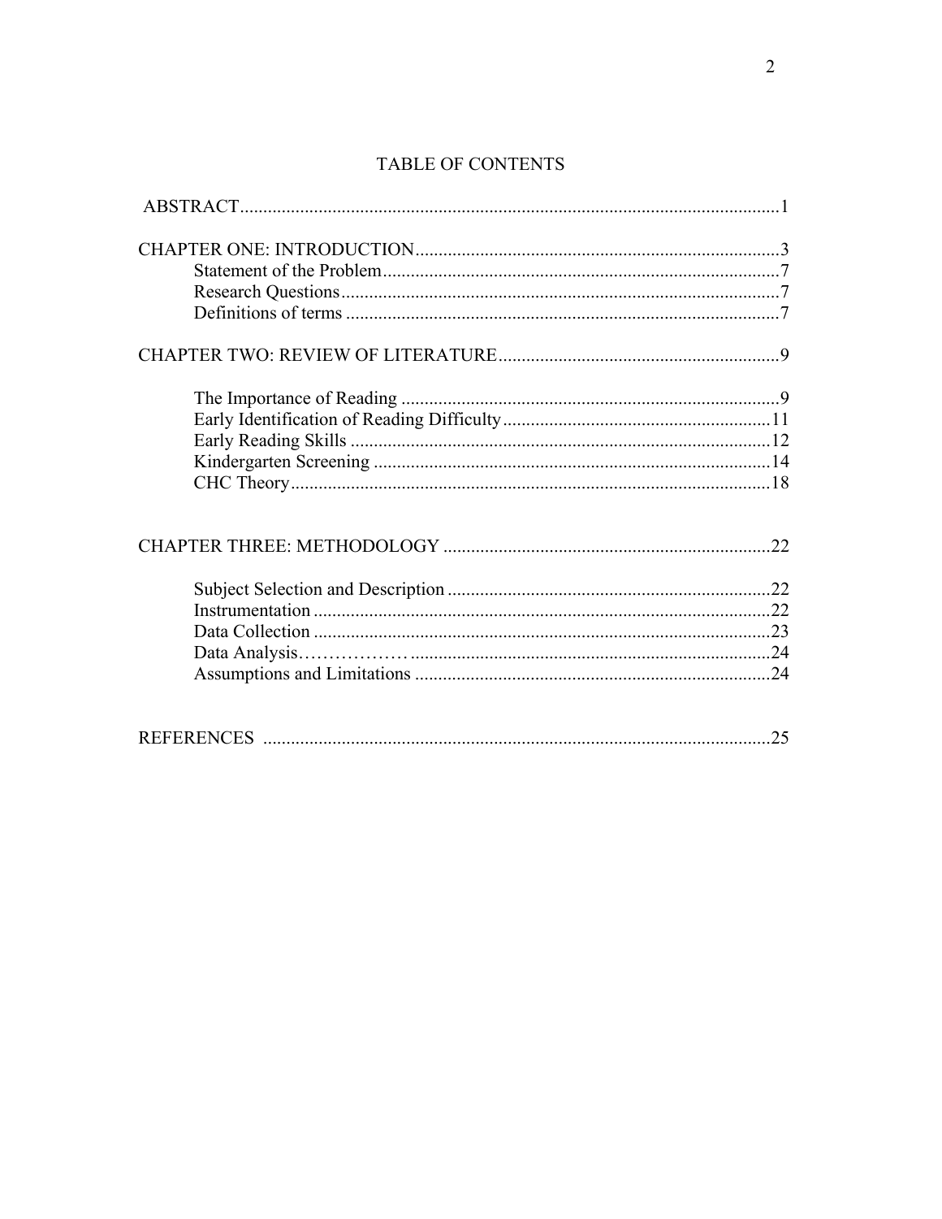# TABLE OF CONTENTS

ABSTRACT....................................................................................................................1

CHAPTER ONE: INTRODUCTION..............................................................................3
- Statement of the Problem.....................................................................................7
- Research Questions..............................................................................................7
- Definitions of terms .............................................................................................7

CHAPTER TWO: REVIEW OF LITERATURE............................................................9

- The Importance of Reading .................................................................................9
- Early Identification of Reading Difficulty..........................................................11
- Early Reading Skills ...........................................................................................12
- Kindergarten Screening ......................................................................................14
- CHC Theory........................................................................................................18

CHAPTER THREE: METHODOLOGY ......................................................................22

- Subject Selection and Description .....................................................................22
- Instrumentation ...................................................................................................22
- Data Collection ...................................................................................................23
- Data Analysis……………….............................................................................24
- Assumptions and Limitations .............................................................................24

REFERENCES .............................................................................................................25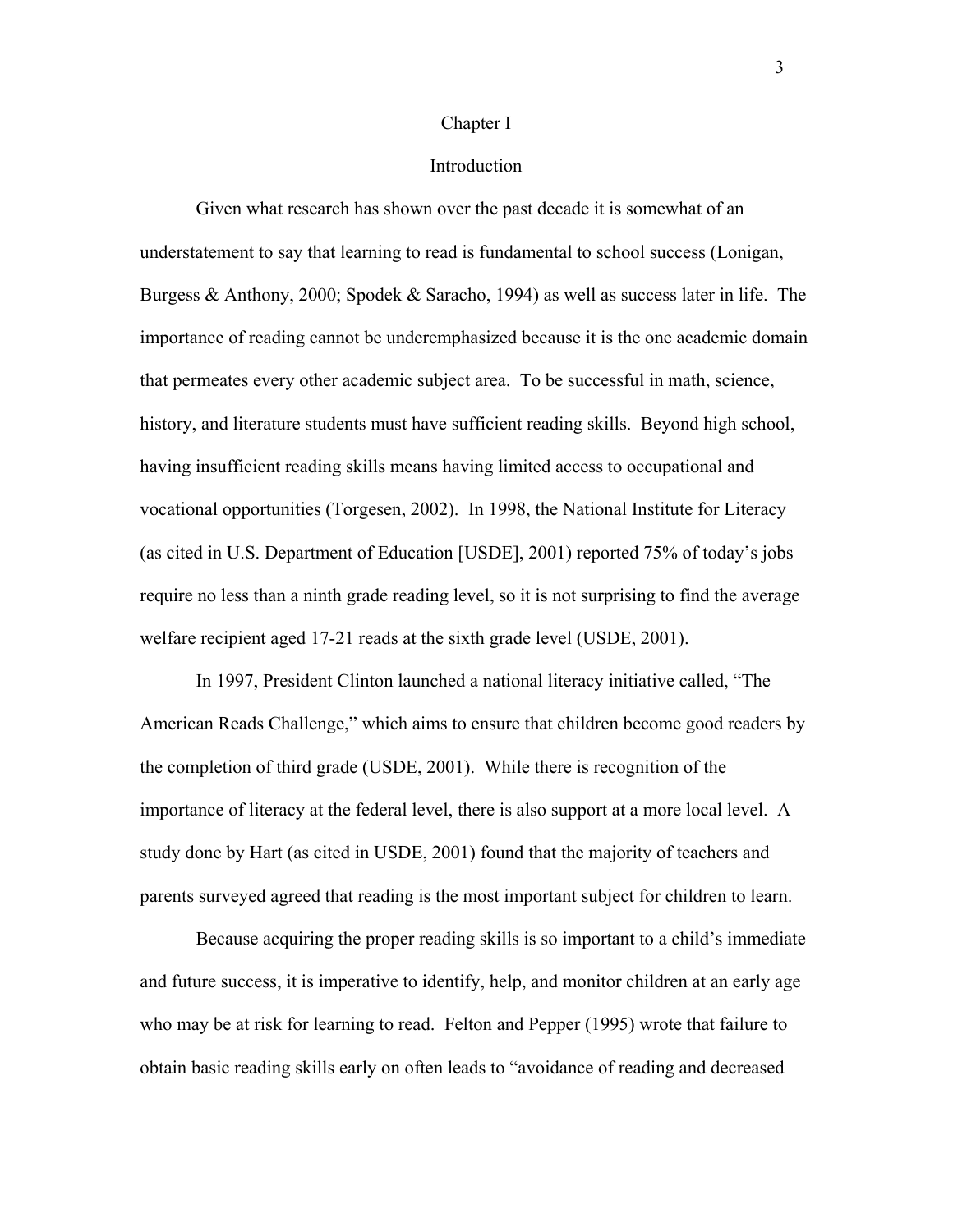# Chapter I

## Introduction

Given what research has shown over the past decade it is somewhat of an understatement to say that learning to read is fundamental to school success (Lonigan, Burgess & Anthony, 2000; Spodek & Saracho, 1994) as well as success later in life. The importance of reading cannot be underemphasized because it is the one academic domain that permeates every other academic subject area. To be successful in math, science, history, and literature students must have sufficient reading skills. Beyond high school, having insufficient reading skills means having limited access to occupational and vocational opportunities (Torgesen, 2002). In 1998, the National Institute for Literacy (as cited in U.S. Department of Education [USDE], 2001) reported 75% of today's jobs require no less than a ninth grade reading level, so it is not surprising to find the average welfare recipient aged 17-21 reads at the sixth grade level (USDE, 2001).

In 1997, President Clinton launched a national literacy initiative called, "The American Reads Challenge," which aims to ensure that children become good readers by the completion of third grade (USDE, 2001). While there is recognition of the importance of literacy at the federal level, there is also support at a more local level. A study done by Hart (as cited in USDE, 2001) found that the majority of teachers and parents surveyed agreed that reading is the most important subject for children to learn.

Because acquiring the proper reading skills is so important to a child's immediate and future success, it is imperative to identify, help, and monitor children at an early age who may be at risk for learning to read. Felton and Pepper (1995) wrote that failure to obtain basic reading skills early on often leads to "avoidance of reading and decreased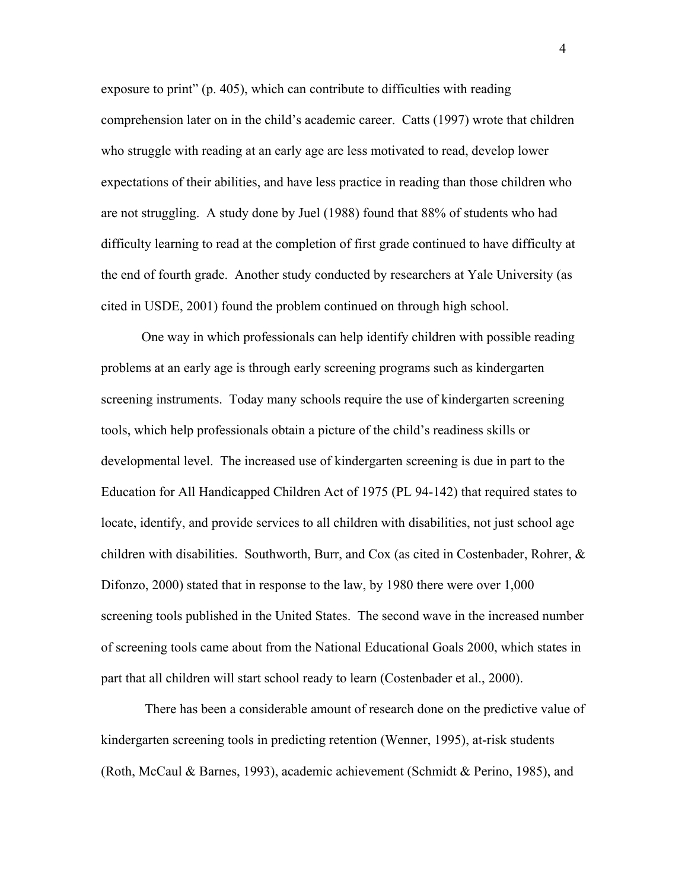exposure to print" (p. 405), which can contribute to difficulties with reading comprehension later on in the child's academic career. Catts (1997) wrote that children who struggle with reading at an early age are less motivated to read, develop lower expectations of their abilities, and have less practice in reading than those children who are not struggling. A study done by Juel (1988) found that 88% of students who had difficulty learning to read at the completion of first grade continued to have difficulty at the end of fourth grade. Another study conducted by researchers at Yale University (as cited in USDE, 2001) found the problem continued on through high school.

One way in which professionals can help identify children with possible reading problems at an early age is through early screening programs such as kindergarten screening instruments. Today many schools require the use of kindergarten screening tools, which help professionals obtain a picture of the child's readiness skills or developmental level. The increased use of kindergarten screening is due in part to the Education for All Handicapped Children Act of 1975 (PL 94-142) that required states to locate, identify, and provide services to all children with disabilities, not just school age children with disabilities. Southworth, Burr, and Cox (as cited in Costenbader, Rohrer, & Difonzo, 2000) stated that in response to the law, by 1980 there were over 1,000 screening tools published in the United States. The second wave in the increased number of screening tools came about from the National Educational Goals 2000, which states in part that all children will start school ready to learn (Costenbader et al., 2000).

There has been a considerable amount of research done on the predictive value of kindergarten screening tools in predicting retention (Wenner, 1995), at-risk students (Roth, McCaul & Barnes, 1993), academic achievement (Schmidt & Perino, 1985), and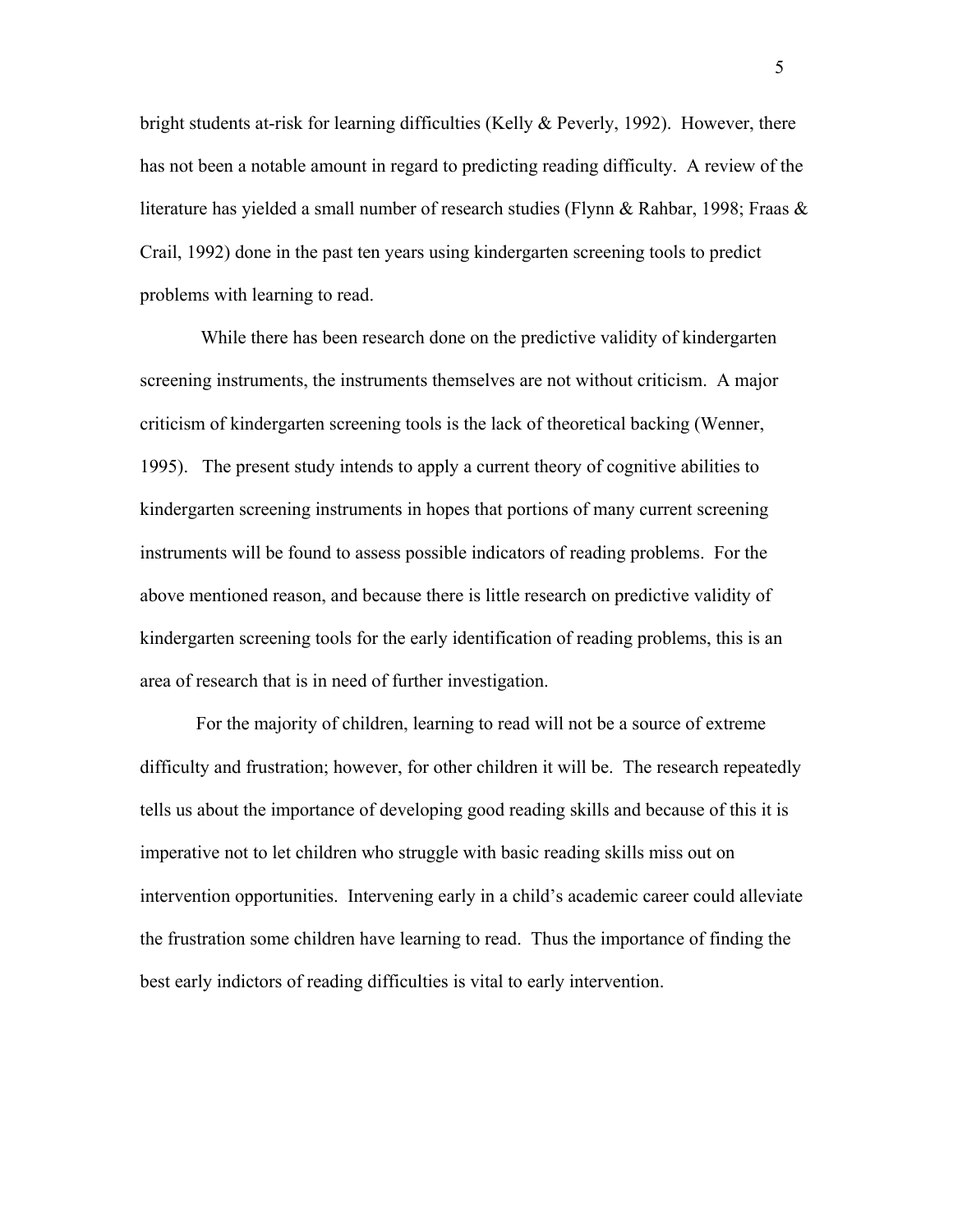bright students at-risk for learning difficulties (Kelly & Peverly, 1992). However, there has not been a notable amount in regard to predicting reading difficulty. A review of the literature has yielded a small number of research studies (Flynn & Rahbar, 1998; Fraas & Crail, 1992) done in the past ten years using kindergarten screening tools to predict problems with learning to read.

While there has been research done on the predictive validity of kindergarten screening instruments, the instruments themselves are not without criticism. A major criticism of kindergarten screening tools is the lack of theoretical backing (Wenner, 1995). The present study intends to apply a current theory of cognitive abilities to kindergarten screening instruments in hopes that portions of many current screening instruments will be found to assess possible indicators of reading problems. For the above mentioned reason, and because there is little research on predictive validity of kindergarten screening tools for the early identification of reading problems, this is an area of research that is in need of further investigation.

For the majority of children, learning to read will not be a source of extreme difficulty and frustration; however, for other children it will be. The research repeatedly tells us about the importance of developing good reading skills and because of this it is imperative not to let children who struggle with basic reading skills miss out on intervention opportunities. Intervening early in a child's academic career could alleviate the frustration some children have learning to read. Thus the importance of finding the best early indictors of reading difficulties is vital to early intervention.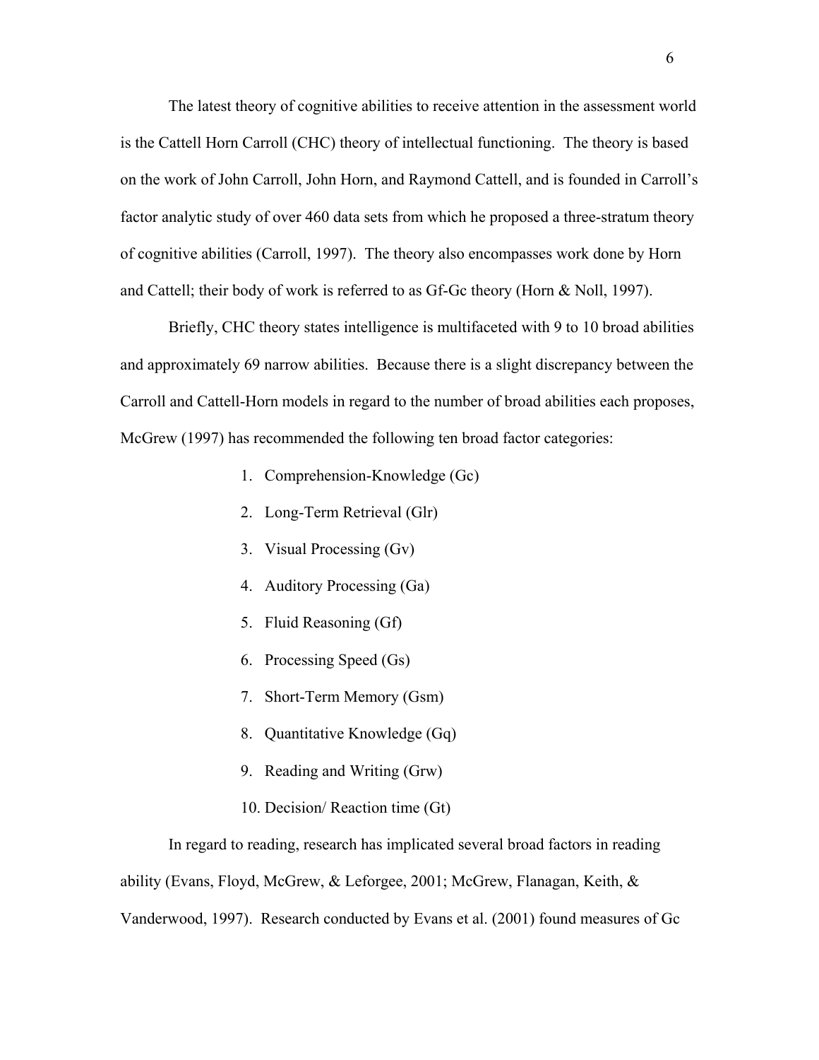The latest theory of cognitive abilities to receive attention in the assessment world is the Cattell Horn Carroll (CHC) theory of intellectual functioning. The theory is based on the work of John Carroll, John Horn, and Raymond Cattell, and is founded in Carroll's factor analytic study of over 460 data sets from which he proposed a three-stratum theory of cognitive abilities (Carroll, 1997). The theory also encompasses work done by Horn and Cattell; their body of work is referred to as Gf-Gc theory (Horn & Noll, 1997).

Briefly, CHC theory states intelligence is multifaceted with 9 to 10 broad abilities and approximately 69 narrow abilities. Because there is a slight discrepancy between the Carroll and Cattell-Horn models in regard to the number of broad abilities each proposes, McGrew (1997) has recommended the following ten broad factor categories:

1. Comprehension-Knowledge (Gc)
2. Long-Term Retrieval (Glr)
3. Visual Processing (Gv)
4. Auditory Processing (Ga)
5. Fluid Reasoning (Gf)
6. Processing Speed (Gs)
7. Short-Term Memory (Gsm)
8. Quantitative Knowledge (Gq)
9. Reading and Writing (Grw)
10. Decision/ Reaction time (Gt)

In regard to reading, research has implicated several broad factors in reading ability (Evans, Floyd, McGrew, & Leforgee, 2001; McGrew, Flanagan, Keith, & Vanderwood, 1997). Research conducted by Evans et al. (2001) found measures of Gc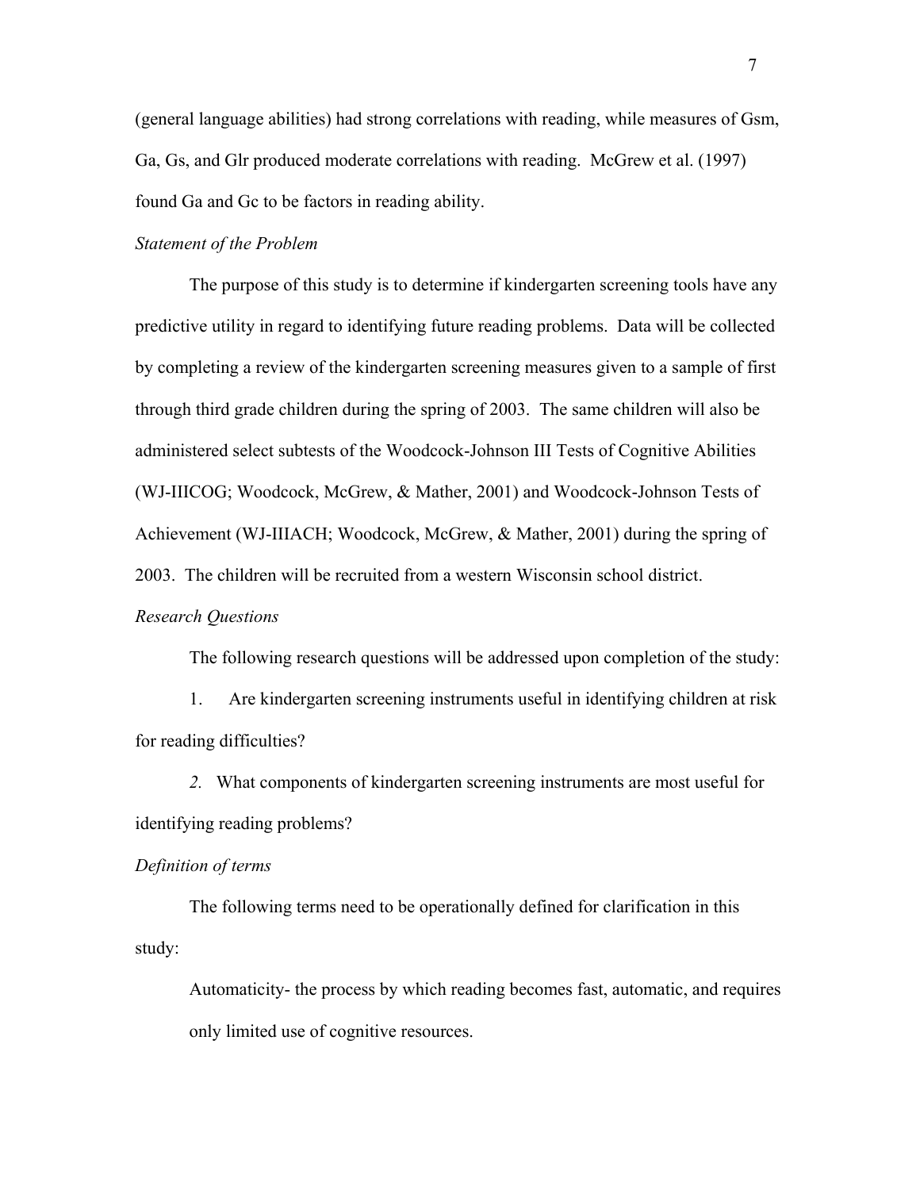(general language abilities) had strong correlations with reading, while measures of Gsm, Ga, Gs, and Glr produced moderate correlations with reading. McGrew et al. (1997) found Ga and Gc to be factors in reading ability.

### *Statement of the Problem*

The purpose of this study is to determine if kindergarten screening tools have any predictive utility in regard to identifying future reading problems. Data will be collected by completing a review of the kindergarten screening measures given to a sample of first through third grade children during the spring of 2003. The same children will also be administered select subtests of the Woodcock-Johnson III Tests of Cognitive Abilities (WJ-IIICOG; Woodcock, McGrew, & Mather, 2001) and Woodcock-Johnson Tests of Achievement (WJ-IIIACH; Woodcock, McGrew, & Mather, 2001) during the spring of 2003. The children will be recruited from a western Wisconsin school district.

### *Research Questions*

The following research questions will be addressed upon completion of the study:

1. Are kindergarten screening instruments useful in identifying children at risk for reading difficulties?

2. What components of kindergarten screening instruments are most useful for identifying reading problems?

### *Definition of terms*

The following terms need to be operationally defined for clarification in this study:

Automaticity- the process by which reading becomes fast, automatic, and requires only limited use of cognitive resources.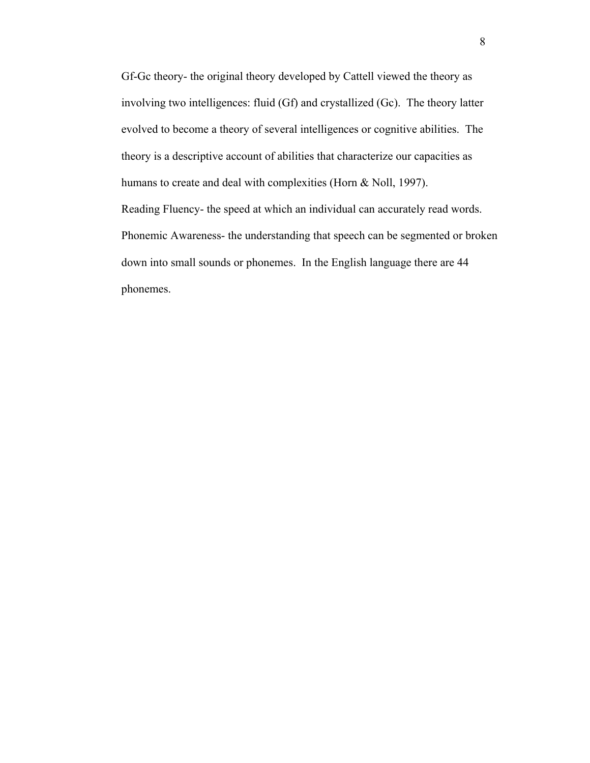Gf-Gc theory- the original theory developed by Cattell viewed the theory as involving two intelligences: fluid (Gf) and crystallized (Gc). The theory latter evolved to become a theory of several intelligences or cognitive abilities. The theory is a descriptive account of abilities that characterize our capacities as humans to create and deal with complexities (Horn & Noll, 1997).

Reading Fluency- the speed at which an individual can accurately read words.

Phonemic Awareness- the understanding that speech can be segmented or broken down into small sounds or phonemes. In the English language there are 44 phonemes.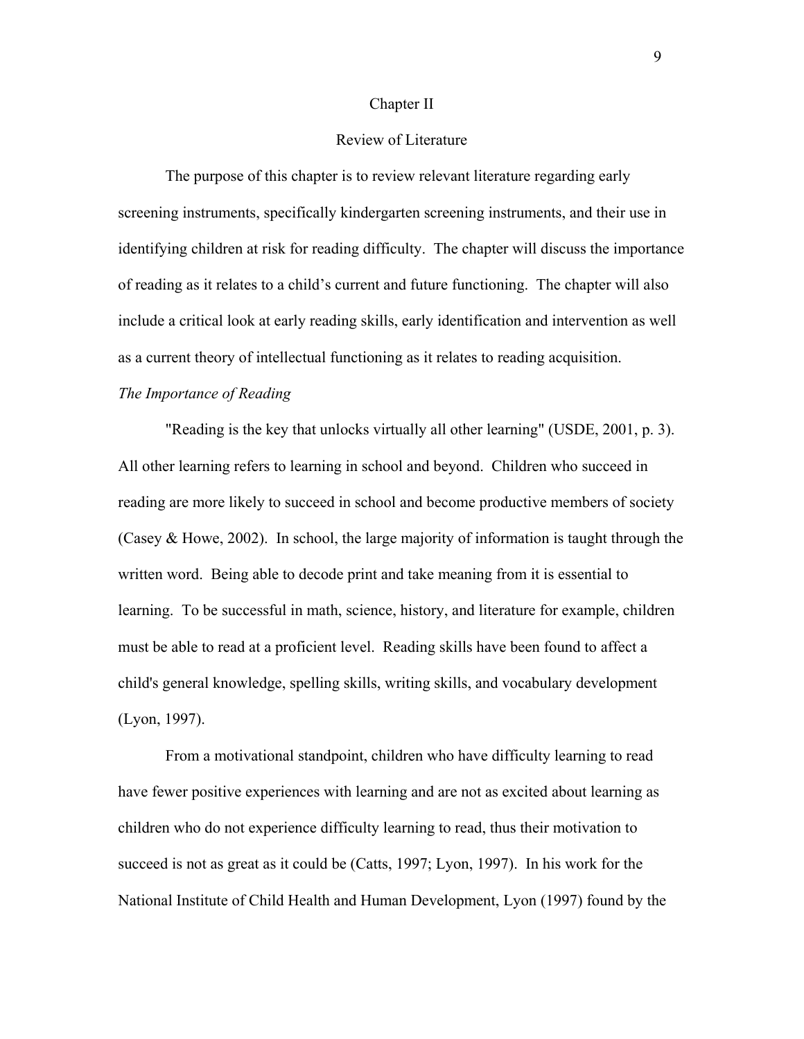# Chapter II

## Review of Literature

The purpose of this chapter is to review relevant literature regarding early screening instruments, specifically kindergarten screening instruments, and their use in identifying children at risk for reading difficulty. The chapter will discuss the importance of reading as it relates to a child's current and future functioning. The chapter will also include a critical look at early reading skills, early identification and intervention as well as a current theory of intellectual functioning as it relates to reading acquisition.

### *The Importance of Reading*

"Reading is the key that unlocks virtually all other learning" (USDE, 2001, p. 3). All other learning refers to learning in school and beyond. Children who succeed in reading are more likely to succeed in school and become productive members of society (Casey & Howe, 2002). In school, the large majority of information is taught through the written word. Being able to decode print and take meaning from it is essential to learning. To be successful in math, science, history, and literature for example, children must be able to read at a proficient level. Reading skills have been found to affect a child's general knowledge, spelling skills, writing skills, and vocabulary development (Lyon, 1997).

From a motivational standpoint, children who have difficulty learning to read have fewer positive experiences with learning and are not as excited about learning as children who do not experience difficulty learning to read, thus their motivation to succeed is not as great as it could be (Catts, 1997; Lyon, 1997). In his work for the National Institute of Child Health and Human Development, Lyon (1997) found by the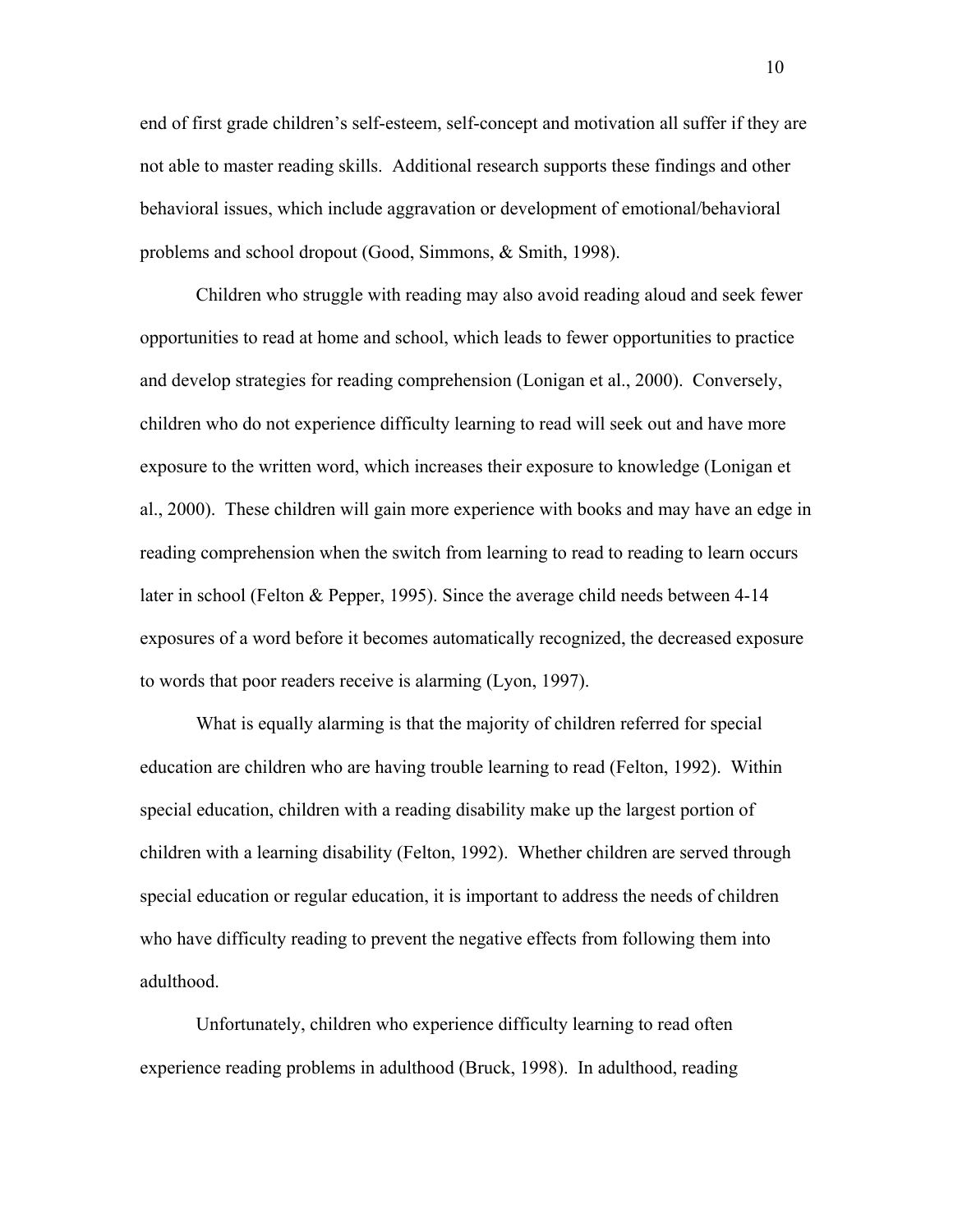end of first grade children's self-esteem, self-concept and motivation all suffer if they are not able to master reading skills. Additional research supports these findings and other behavioral issues, which include aggravation or development of emotional/behavioral problems and school dropout (Good, Simmons, & Smith, 1998).

Children who struggle with reading may also avoid reading aloud and seek fewer opportunities to read at home and school, which leads to fewer opportunities to practice and develop strategies for reading comprehension (Lonigan et al., 2000). Conversely, children who do not experience difficulty learning to read will seek out and have more exposure to the written word, which increases their exposure to knowledge (Lonigan et al., 2000). These children will gain more experience with books and may have an edge in reading comprehension when the switch from learning to read to reading to learn occurs later in school (Felton & Pepper, 1995). Since the average child needs between 4-14 exposures of a word before it becomes automatically recognized, the decreased exposure to words that poor readers receive is alarming (Lyon, 1997).

What is equally alarming is that the majority of children referred for special education are children who are having trouble learning to read (Felton, 1992). Within special education, children with a reading disability make up the largest portion of children with a learning disability (Felton, 1992). Whether children are served through special education or regular education, it is important to address the needs of children who have difficulty reading to prevent the negative effects from following them into adulthood.

Unfortunately, children who experience difficulty learning to read often experience reading problems in adulthood (Bruck, 1998). In adulthood, reading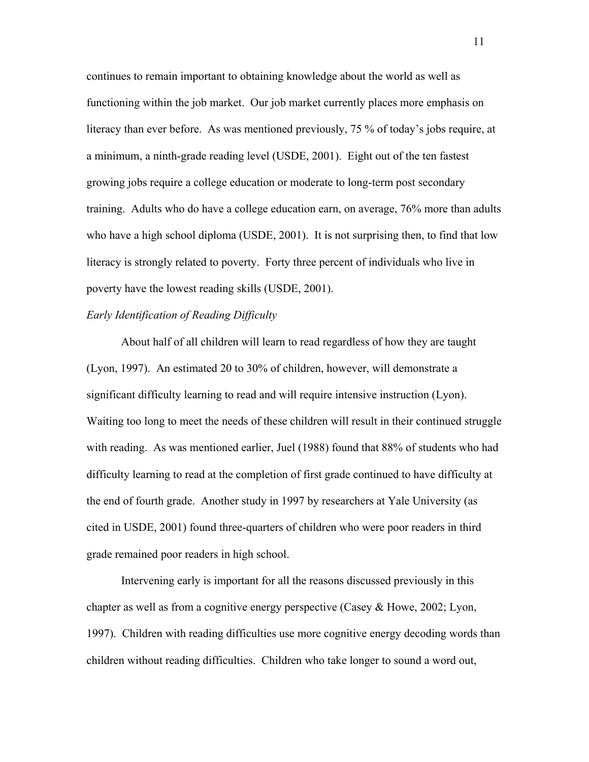continues to remain important to obtaining knowledge about the world as well as functioning within the job market. Our job market currently places more emphasis on literacy than ever before. As was mentioned previously, 75 % of today's jobs require, at a minimum, a ninth-grade reading level (USDE, 2001). Eight out of the ten fastest growing jobs require a college education or moderate to long-term post secondary training. Adults who do have a college education earn, on average, 76% more than adults who have a high school diploma (USDE, 2001). It is not surprising then, to find that low literacy is strongly related to poverty. Forty three percent of individuals who live in poverty have the lowest reading skills (USDE, 2001).

*Early Identification of Reading Difficulty*

About half of all children will learn to read regardless of how they are taught (Lyon, 1997). An estimated 20 to 30% of children, however, will demonstrate a significant difficulty learning to read and will require intensive instruction (Lyon). Waiting too long to meet the needs of these children will result in their continued struggle with reading. As was mentioned earlier, Juel (1988) found that 88% of students who had difficulty learning to read at the completion of first grade continued to have difficulty at the end of fourth grade. Another study in 1997 by researchers at Yale University (as cited in USDE, 2001) found three-quarters of children who were poor readers in third grade remained poor readers in high school.

Intervening early is important for all the reasons discussed previously in this chapter as well as from a cognitive energy perspective (Casey & Howe, 2002; Lyon, 1997). Children with reading difficulties use more cognitive energy decoding words than children without reading difficulties. Children who take longer to sound a word out,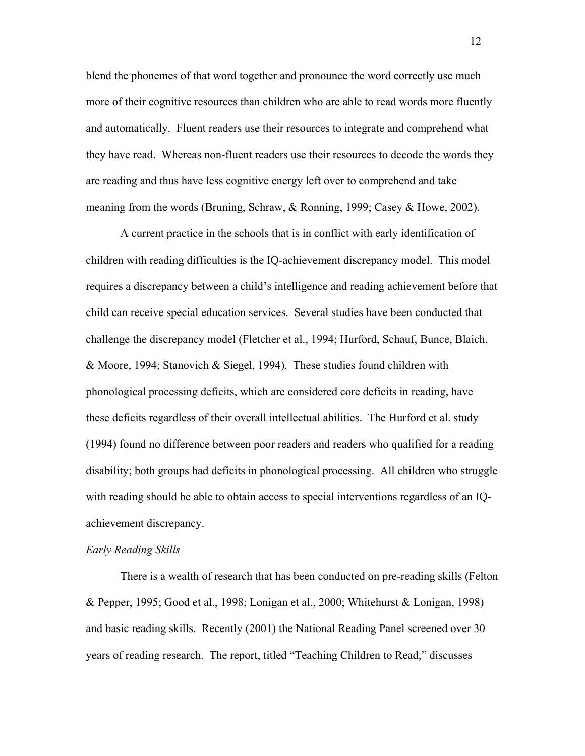blend the phonemes of that word together and pronounce the word correctly use much more of their cognitive resources than children who are able to read words more fluently and automatically.  Fluent readers use their resources to integrate and comprehend what they have read.  Whereas non-fluent readers use their resources to decode the words they are reading and thus have less cognitive energy left over to comprehend and take meaning from the words (Bruning, Schraw, & Ronning, 1999; Casey & Howe, 2002).

A current practice in the schools that is in conflict with early identification of children with reading difficulties is the IQ-achievement discrepancy model.  This model requires a discrepancy between a child's intelligence and reading achievement before that child can receive special education services.  Several studies have been conducted that challenge the discrepancy model (Fletcher et al., 1994; Hurford, Schauf, Bunce, Blaich, & Moore, 1994; Stanovich & Siegel, 1994).  These studies found children with phonological processing deficits, which are considered core deficits in reading, have these deficits regardless of their overall intellectual abilities.  The Hurford et al. study (1994) found no difference between poor readers and readers who qualified for a reading disability; both groups had deficits in phonological processing.  All children who struggle with reading should be able to obtain access to special interventions regardless of an IQ-achievement discrepancy.

*Early Reading Skills*

There is a wealth of research that has been conducted on pre-reading skills (Felton & Pepper, 1995; Good et al., 1998; Lonigan et al., 2000; Whitehurst & Lonigan, 1998) and basic reading skills.  Recently (2001) the National Reading Panel screened over 30 years of reading research.  The report, titled "Teaching Children to Read," discusses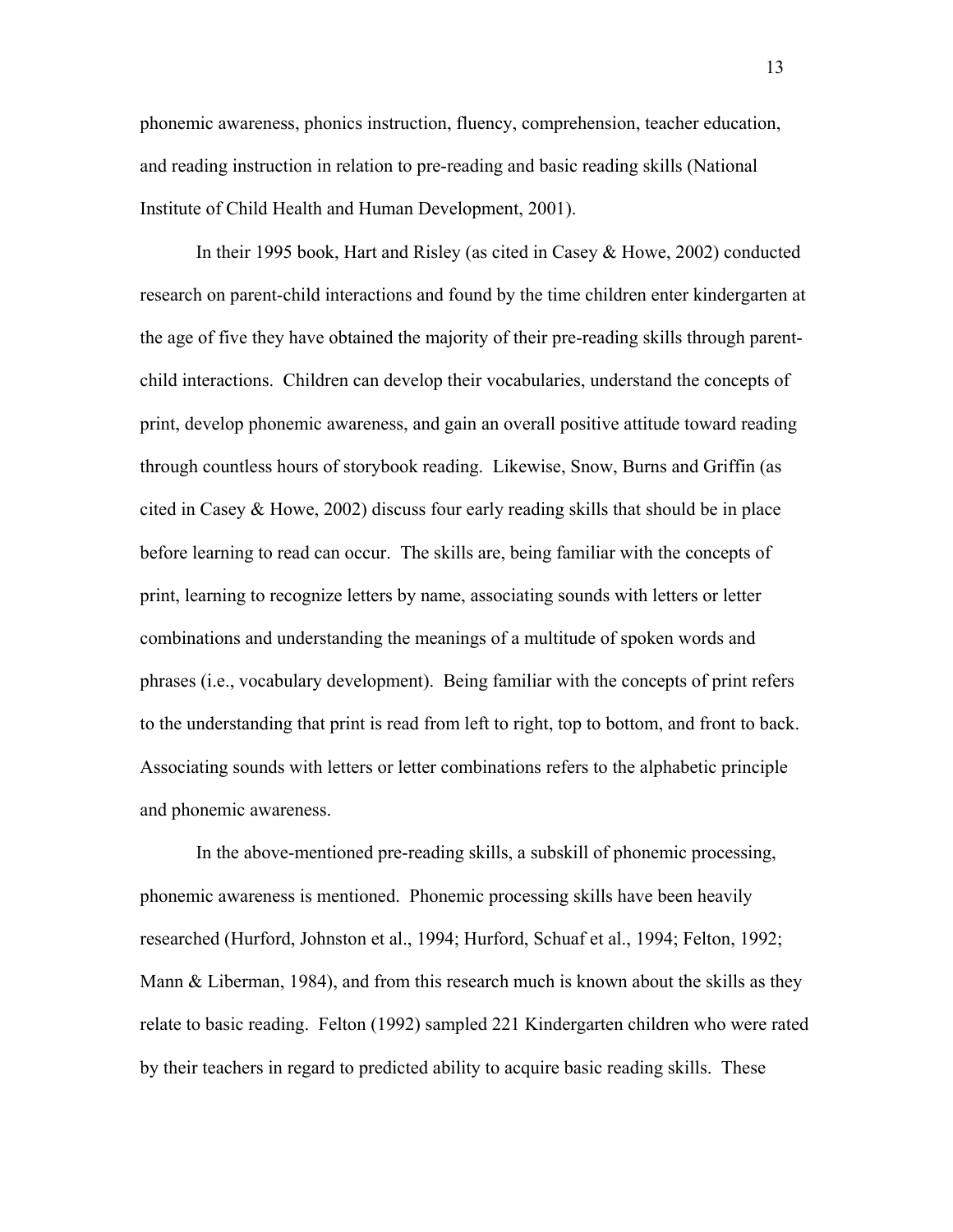phonemic awareness, phonics instruction, fluency, comprehension, teacher education, and reading instruction in relation to pre-reading and basic reading skills (National Institute of Child Health and Human Development, 2001).

In their 1995 book, Hart and Risley (as cited in Casey & Howe, 2002) conducted research on parent-child interactions and found by the time children enter kindergarten at the age of five they have obtained the majority of their pre-reading skills through parent-child interactions. Children can develop their vocabularies, understand the concepts of print, develop phonemic awareness, and gain an overall positive attitude toward reading through countless hours of storybook reading. Likewise, Snow, Burns and Griffin (as cited in Casey & Howe, 2002) discuss four early reading skills that should be in place before learning to read can occur. The skills are, being familiar with the concepts of print, learning to recognize letters by name, associating sounds with letters or letter combinations and understanding the meanings of a multitude of spoken words and phrases (i.e., vocabulary development). Being familiar with the concepts of print refers to the understanding that print is read from left to right, top to bottom, and front to back. Associating sounds with letters or letter combinations refers to the alphabetic principle and phonemic awareness.

In the above-mentioned pre-reading skills, a subskill of phonemic processing, phonemic awareness is mentioned. Phonemic processing skills have been heavily researched (Hurford, Johnston et al., 1994; Hurford, Schuaf et al., 1994; Felton, 1992; Mann & Liberman, 1984), and from this research much is known about the skills as they relate to basic reading. Felton (1992) sampled 221 Kindergarten children who were rated by their teachers in regard to predicted ability to acquire basic reading skills. These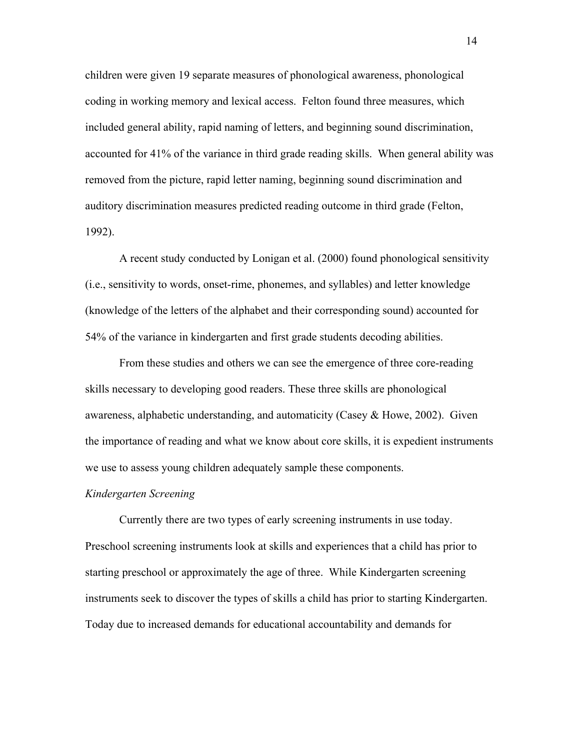children were given 19 separate measures of phonological awareness, phonological coding in working memory and lexical access. Felton found three measures, which included general ability, rapid naming of letters, and beginning sound discrimination, accounted for 41% of the variance in third grade reading skills. When general ability was removed from the picture, rapid letter naming, beginning sound discrimination and auditory discrimination measures predicted reading outcome in third grade (Felton, 1992).

A recent study conducted by Lonigan et al. (2000) found phonological sensitivity (i.e., sensitivity to words, onset-rime, phonemes, and syllables) and letter knowledge (knowledge of the letters of the alphabet and their corresponding sound) accounted for 54% of the variance in kindergarten and first grade students decoding abilities.

From these studies and others we can see the emergence of three core-reading skills necessary to developing good readers. These three skills are phonological awareness, alphabetic understanding, and automaticity (Casey & Howe, 2002). Given the importance of reading and what we know about core skills, it is expedient instruments we use to assess young children adequately sample these components.

*Kindergarten Screening*

Currently there are two types of early screening instruments in use today. Preschool screening instruments look at skills and experiences that a child has prior to starting preschool or approximately the age of three. While Kindergarten screening instruments seek to discover the types of skills a child has prior to starting Kindergarten. Today due to increased demands for educational accountability and demands for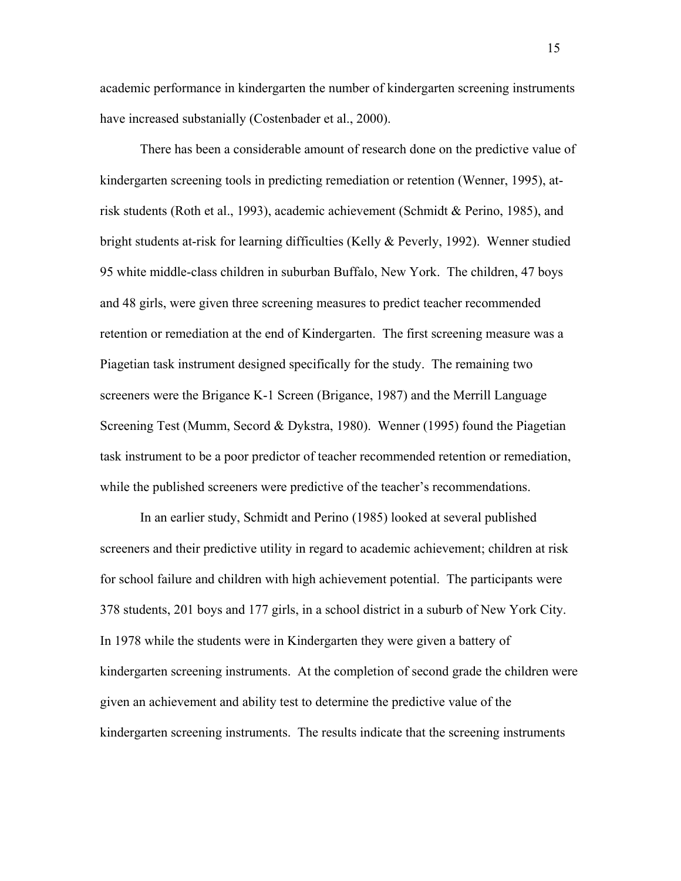academic performance in kindergarten the number of kindergarten screening instruments have increased substanially (Costenbader et al., 2000).

There has been a considerable amount of research done on the predictive value of kindergarten screening tools in predicting remediation or retention (Wenner, 1995), at-risk students (Roth et al., 1993), academic achievement (Schmidt & Perino, 1985), and bright students at-risk for learning difficulties (Kelly & Peverly, 1992). Wenner studied 95 white middle-class children in suburban Buffalo, New York. The children, 47 boys and 48 girls, were given three screening measures to predict teacher recommended retention or remediation at the end of Kindergarten. The first screening measure was a Piagetian task instrument designed specifically for the study. The remaining two screeners were the Brigance K-1 Screen (Brigance, 1987) and the Merrill Language Screening Test (Mumm, Secord & Dykstra, 1980). Wenner (1995) found the Piagetian task instrument to be a poor predictor of teacher recommended retention or remediation, while the published screeners were predictive of the teacher's recommendations.

In an earlier study, Schmidt and Perino (1985) looked at several published screeners and their predictive utility in regard to academic achievement; children at risk for school failure and children with high achievement potential. The participants were 378 students, 201 boys and 177 girls, in a school district in a suburb of New York City. In 1978 while the students were in Kindergarten they were given a battery of kindergarten screening instruments. At the completion of second grade the children were given an achievement and ability test to determine the predictive value of the kindergarten screening instruments. The results indicate that the screening instruments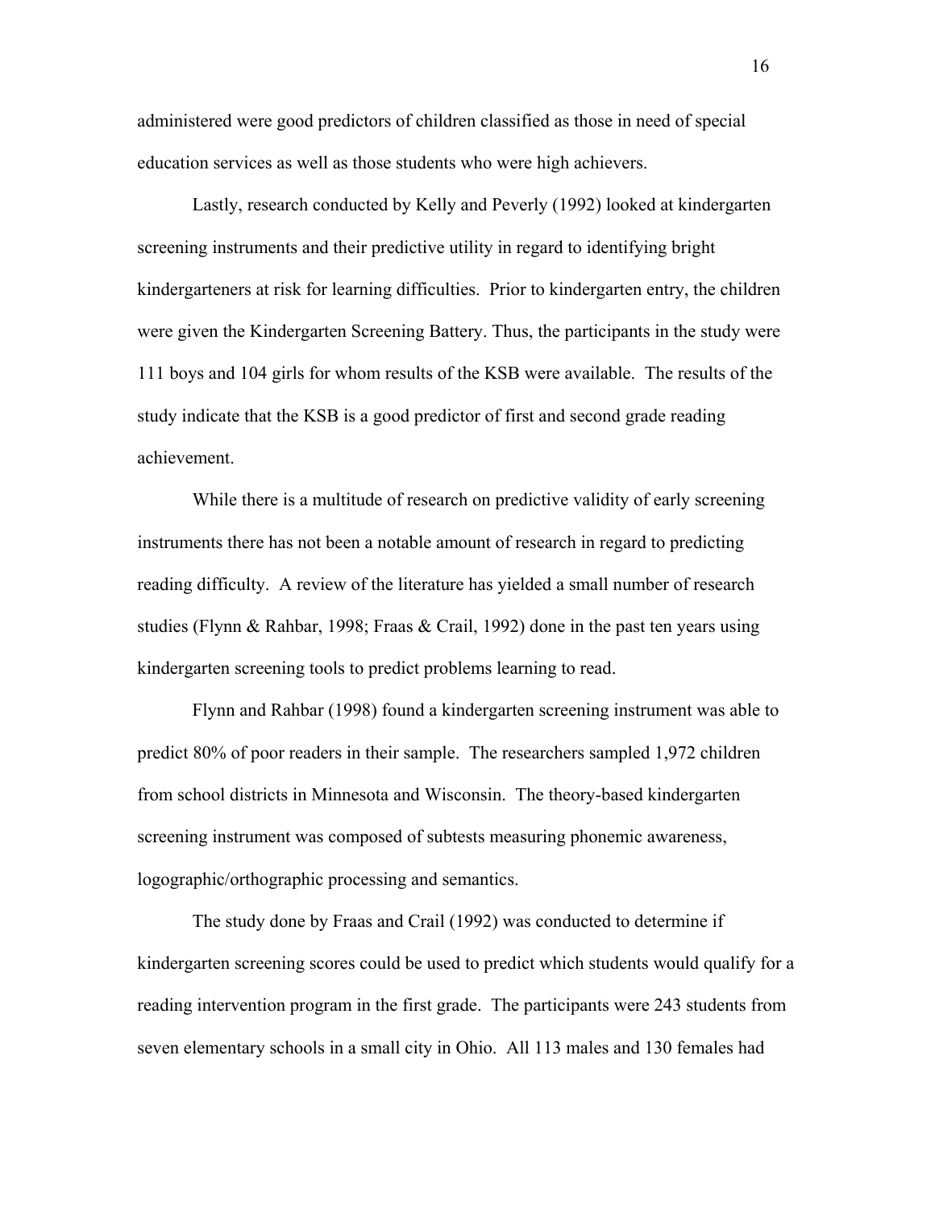administered were good predictors of children classified as those in need of special education services as well as those students who were high achievers.

Lastly, research conducted by Kelly and Peverly (1992) looked at kindergarten screening instruments and their predictive utility in regard to identifying bright kindergarteners at risk for learning difficulties. Prior to kindergarten entry, the children were given the Kindergarten Screening Battery. Thus, the participants in the study were 111 boys and 104 girls for whom results of the KSB were available. The results of the study indicate that the KSB is a good predictor of first and second grade reading achievement.

While there is a multitude of research on predictive validity of early screening instruments there has not been a notable amount of research in regard to predicting reading difficulty. A review of the literature has yielded a small number of research studies (Flynn & Rahbar, 1998; Fraas & Crail, 1992) done in the past ten years using kindergarten screening tools to predict problems learning to read.

Flynn and Rahbar (1998) found a kindergarten screening instrument was able to predict 80% of poor readers in their sample. The researchers sampled 1,972 children from school districts in Minnesota and Wisconsin. The theory-based kindergarten screening instrument was composed of subtests measuring phonemic awareness, logographic/orthographic processing and semantics.

The study done by Fraas and Crail (1992) was conducted to determine if kindergarten screening scores could be used to predict which students would qualify for a reading intervention program in the first grade. The participants were 243 students from seven elementary schools in a small city in Ohio. All 113 males and 130 females had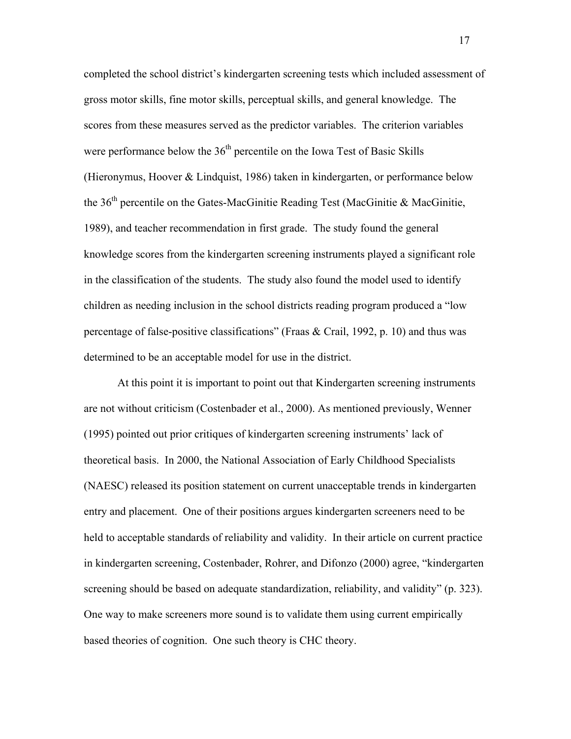completed the school district's kindergarten screening tests which included assessment of gross motor skills, fine motor skills, perceptual skills, and general knowledge. The scores from these measures served as the predictor variables. The criterion variables were performance below the 36th percentile on the Iowa Test of Basic Skills (Hieronymus, Hoover & Lindquist, 1986) taken in kindergarten, or performance below the 36th percentile on the Gates-MacGinitie Reading Test (MacGinitie & MacGinitie, 1989), and teacher recommendation in first grade. The study found the general knowledge scores from the kindergarten screening instruments played a significant role in the classification of the students. The study also found the model used to identify children as needing inclusion in the school districts reading program produced a "low percentage of false-positive classifications" (Fraas & Crail, 1992, p. 10) and thus was determined to be an acceptable model for use in the district.

At this point it is important to point out that Kindergarten screening instruments are not without criticism (Costenbader et al., 2000). As mentioned previously, Wenner (1995) pointed out prior critiques of kindergarten screening instruments' lack of theoretical basis. In 2000, the National Association of Early Childhood Specialists (NAESC) released its position statement on current unacceptable trends in kindergarten entry and placement. One of their positions argues kindergarten screeners need to be held to acceptable standards of reliability and validity. In their article on current practice in kindergarten screening, Costenbader, Rohrer, and Difonzo (2000) agree, "kindergarten screening should be based on adequate standardization, reliability, and validity" (p. 323). One way to make screeners more sound is to validate them using current empirically based theories of cognition. One such theory is CHC theory.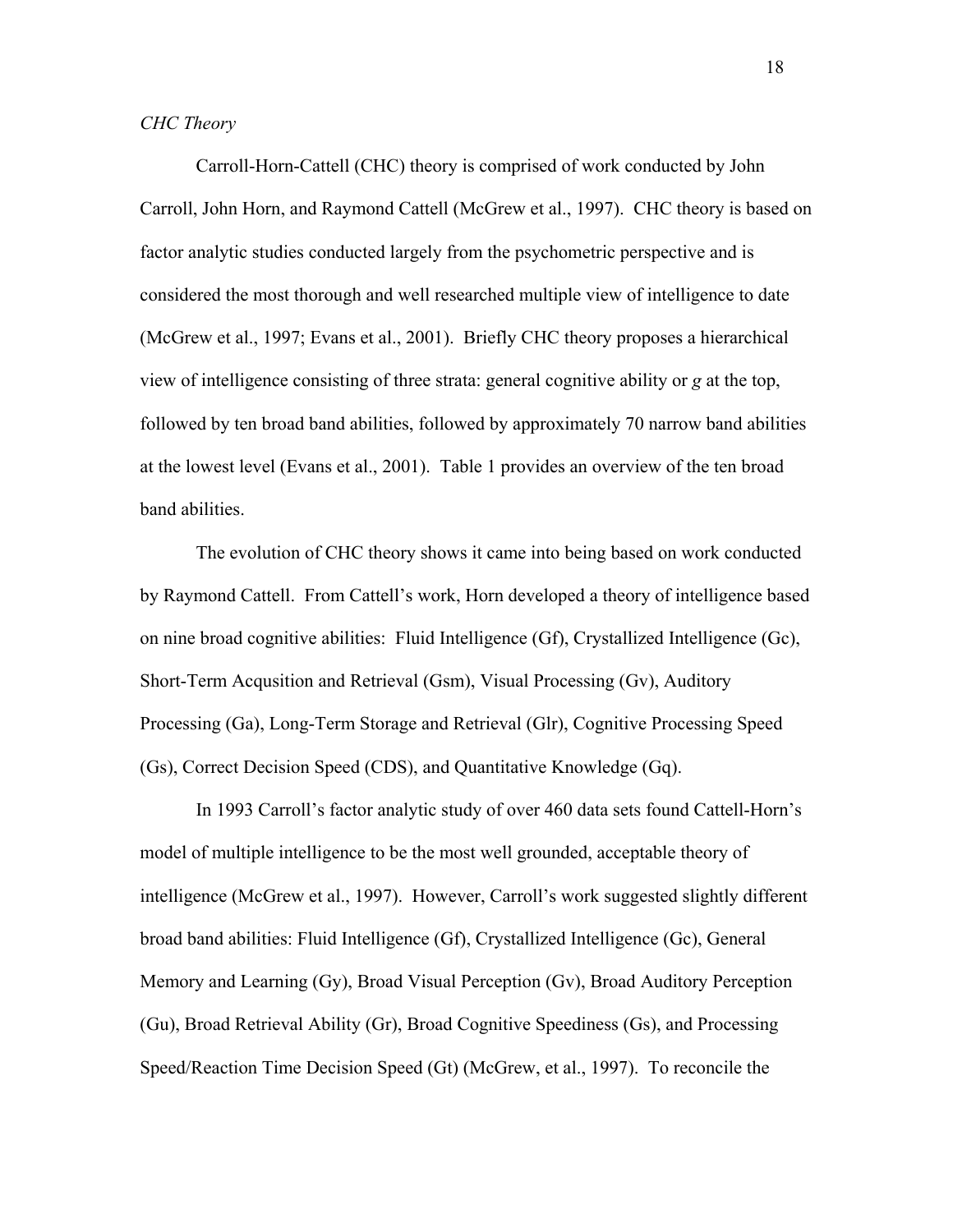*CHC Theory*

Carroll-Horn-Cattell (CHC) theory is comprised of work conducted by John Carroll, John Horn, and Raymond Cattell (McGrew et al., 1997). CHC theory is based on factor analytic studies conducted largely from the psychometric perspective and is considered the most thorough and well researched multiple view of intelligence to date (McGrew et al., 1997; Evans et al., 2001). Briefly CHC theory proposes a hierarchical view of intelligence consisting of three strata: general cognitive ability or *g* at the top, followed by ten broad band abilities, followed by approximately 70 narrow band abilities at the lowest level (Evans et al., 2001). Table 1 provides an overview of the ten broad band abilities.

The evolution of CHC theory shows it came into being based on work conducted by Raymond Cattell. From Cattell's work, Horn developed a theory of intelligence based on nine broad cognitive abilities: Fluid Intelligence (Gf), Crystallized Intelligence (Gc), Short-Term Acqusition and Retrieval (Gsm), Visual Processing (Gv), Auditory Processing (Ga), Long-Term Storage and Retrieval (Glr), Cognitive Processing Speed (Gs), Correct Decision Speed (CDS), and Quantitative Knowledge (Gq).

In 1993 Carroll's factor analytic study of over 460 data sets found Cattell-Horn's model of multiple intelligence to be the most well grounded, acceptable theory of intelligence (McGrew et al., 1997). However, Carroll's work suggested slightly different broad band abilities: Fluid Intelligence (Gf), Crystallized Intelligence (Gc), General Memory and Learning (Gy), Broad Visual Perception (Gv), Broad Auditory Perception (Gu), Broad Retrieval Ability (Gr), Broad Cognitive Speediness (Gs), and Processing Speed/Reaction Time Decision Speed (Gt) (McGrew, et al., 1997). To reconcile the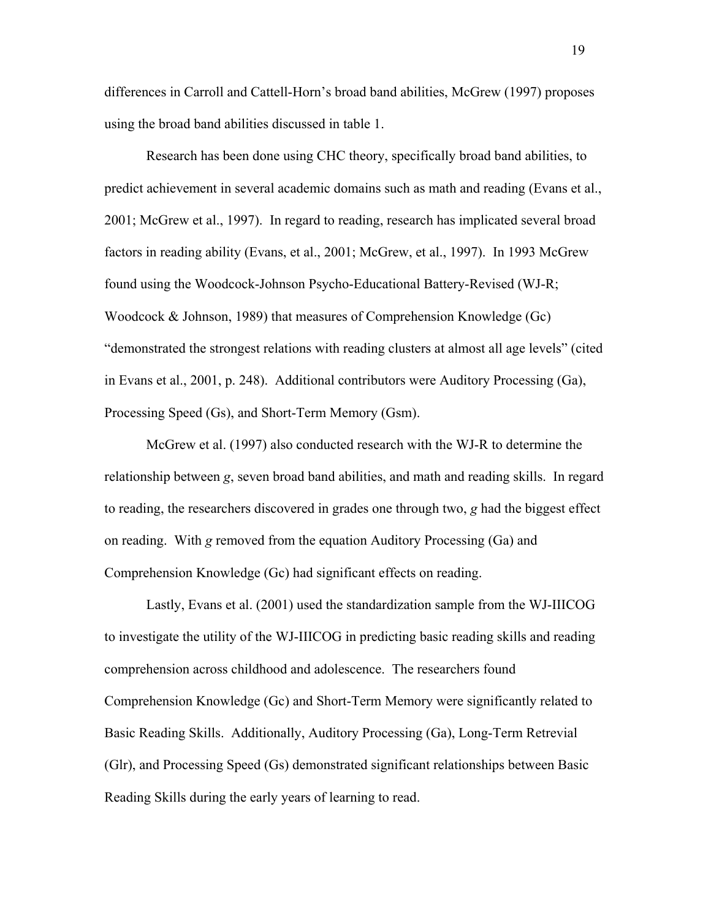differences in Carroll and Cattell-Horn's broad band abilities, McGrew (1997) proposes using the broad band abilities discussed in table 1.

Research has been done using CHC theory, specifically broad band abilities, to predict achievement in several academic domains such as math and reading (Evans et al., 2001; McGrew et al., 1997). In regard to reading, research has implicated several broad factors in reading ability (Evans, et al., 2001; McGrew, et al., 1997). In 1993 McGrew found using the Woodcock-Johnson Psycho-Educational Battery-Revised (WJ-R; Woodcock & Johnson, 1989) that measures of Comprehension Knowledge (Gc) "demonstrated the strongest relations with reading clusters at almost all age levels" (cited in Evans et al., 2001, p. 248). Additional contributors were Auditory Processing (Ga), Processing Speed (Gs), and Short-Term Memory (Gsm).

McGrew et al. (1997) also conducted research with the WJ-R to determine the relationship between *g*, seven broad band abilities, and math and reading skills. In regard to reading, the researchers discovered in grades one through two, *g* had the biggest effect on reading. With *g* removed from the equation Auditory Processing (Ga) and Comprehension Knowledge (Gc) had significant effects on reading.

Lastly, Evans et al. (2001) used the standardization sample from the WJ-IIICOG to investigate the utility of the WJ-IIICOG in predicting basic reading skills and reading comprehension across childhood and adolescence. The researchers found Comprehension Knowledge (Gc) and Short-Term Memory were significantly related to Basic Reading Skills. Additionally, Auditory Processing (Ga), Long-Term Retrevial (Glr), and Processing Speed (Gs) demonstrated significant relationships between Basic Reading Skills during the early years of learning to read.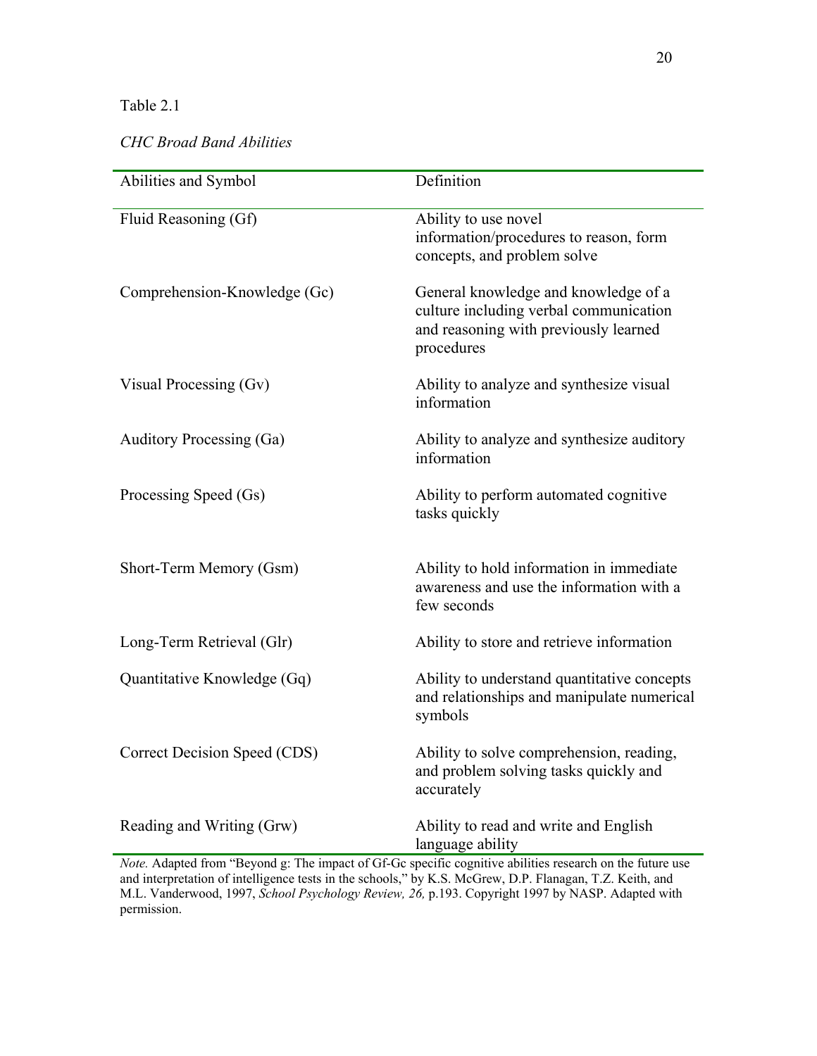Table 2.1

*CHC Broad Band Abilities*

| Abilities and Symbol | Definition |
|---|---|
| Fluid Reasoning (Gf) | Ability to use novel information/procedures to reason, form concepts, and problem solve |
| Comprehension-Knowledge (Gc) | General knowledge and knowledge of a culture including verbal communication and reasoning with previously learned procedures |
| Visual Processing (Gv) | Ability to analyze and synthesize visual information |
| Auditory Processing (Ga) | Ability to analyze and synthesize auditory information |
| Processing Speed (Gs) | Ability to perform automated cognitive tasks quickly |
| Short-Term Memory (Gsm) | Ability to hold information in immediate awareness and use the information with a few seconds |
| Long-Term Retrieval (Glr) | Ability to store and retrieve information |
| Quantitative Knowledge (Gq) | Ability to understand quantitative concepts and relationships and manipulate numerical symbols |
| Correct Decision Speed (CDS) | Ability to solve comprehension, reading, and problem solving tasks quickly and accurately |
| Reading and Writing (Grw) | Ability to read and write and English language ability |

*Note.* Adapted from "Beyond g: The impact of Gf-Gc specific cognitive abilities research on the future use and interpretation of intelligence tests in the schools," by K.S. McGrew, D.P. Flanagan, T.Z. Keith, and M.L. Vanderwood, 1997, *School Psychology Review, 26,* p.193. Copyright 1997 by NASP. Adapted with permission.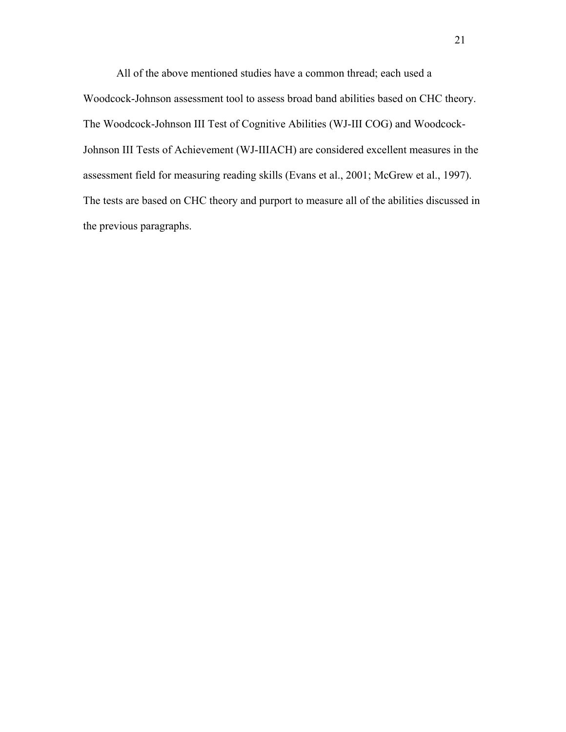All of the above mentioned studies have a common thread; each used a Woodcock-Johnson assessment tool to assess broad band abilities based on CHC theory. The Woodcock-Johnson III Test of Cognitive Abilities (WJ-III COG) and Woodcock-Johnson III Tests of Achievement (WJ-IIIACH) are considered excellent measures in the assessment field for measuring reading skills (Evans et al., 2001; McGrew et al., 1997). The tests are based on CHC theory and purport to measure all of the abilities discussed in the previous paragraphs.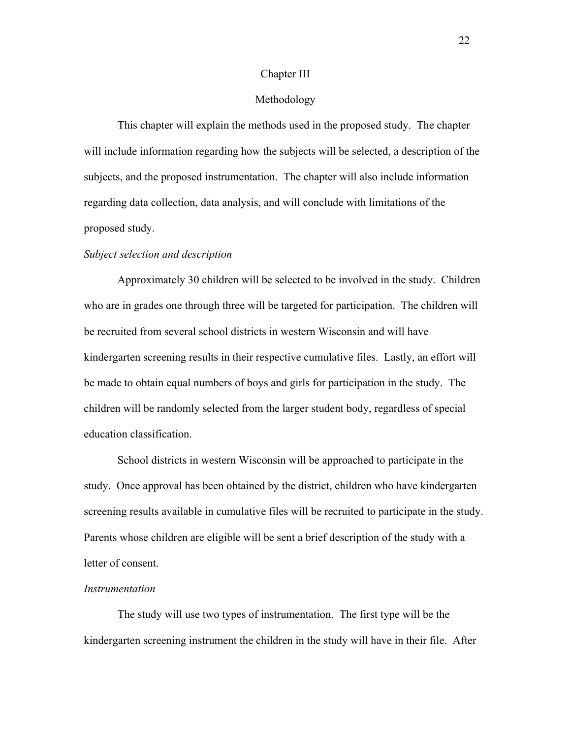# Chapter III

## Methodology

This chapter will explain the methods used in the proposed study. The chapter will include information regarding how the subjects will be selected, a description of the subjects, and the proposed instrumentation. The chapter will also include information regarding data collection, data analysis, and will conclude with limitations of the proposed study.

### *Subject selection and description*

Approximately 30 children will be selected to be involved in the study. Children who are in grades one through three will be targeted for participation. The children will be recruited from several school districts in western Wisconsin and will have kindergarten screening results in their respective cumulative files. Lastly, an effort will be made to obtain equal numbers of boys and girls for participation in the study. The children will be randomly selected from the larger student body, regardless of special education classification.

School districts in western Wisconsin will be approached to participate in the study. Once approval has been obtained by the district, children who have kindergarten screening results available in cumulative files will be recruited to participate in the study. Parents whose children are eligible will be sent a brief description of the study with a letter of consent.

### *Instrumentation*

The study will use two types of instrumentation. The first type will be the kindergarten screening instrument the children in the study will have in their file. After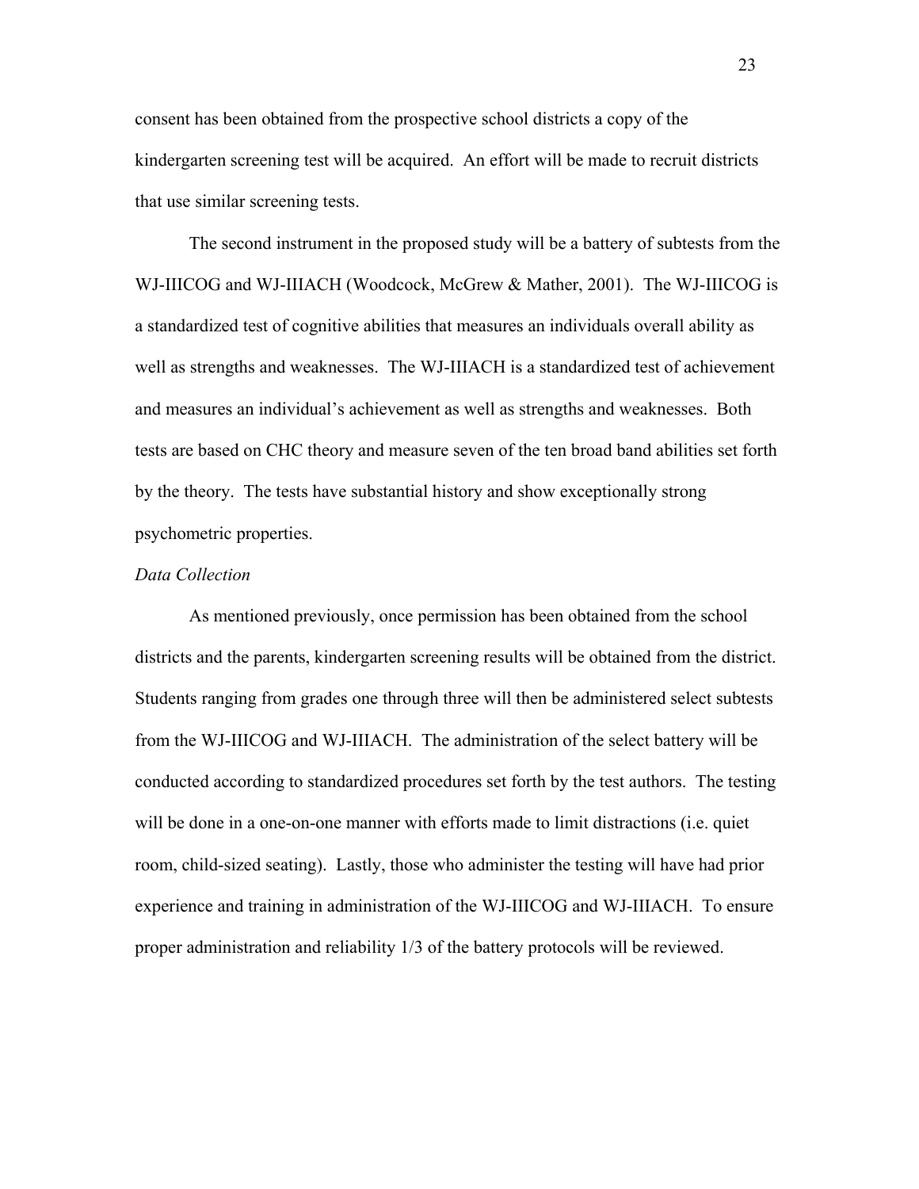consent has been obtained from the prospective school districts a copy of the kindergarten screening test will be acquired. An effort will be made to recruit districts that use similar screening tests.

The second instrument in the proposed study will be a battery of subtests from the WJ-IIICOG and WJ-IIIACH (Woodcock, McGrew & Mather, 2001). The WJ-IIICOG is a standardized test of cognitive abilities that measures an individuals overall ability as well as strengths and weaknesses. The WJ-IIIACH is a standardized test of achievement and measures an individual's achievement as well as strengths and weaknesses. Both tests are based on CHC theory and measure seven of the ten broad band abilities set forth by the theory. The tests have substantial history and show exceptionally strong psychometric properties.

*Data Collection*

As mentioned previously, once permission has been obtained from the school districts and the parents, kindergarten screening results will be obtained from the district. Students ranging from grades one through three will then be administered select subtests from the WJ-IIICOG and WJ-IIIACH. The administration of the select battery will be conducted according to standardized procedures set forth by the test authors. The testing will be done in a one-on-one manner with efforts made to limit distractions (i.e. quiet room, child-sized seating). Lastly, those who administer the testing will have had prior experience and training in administration of the WJ-IIICOG and WJ-IIIACH. To ensure proper administration and reliability 1/3 of the battery protocols will be reviewed.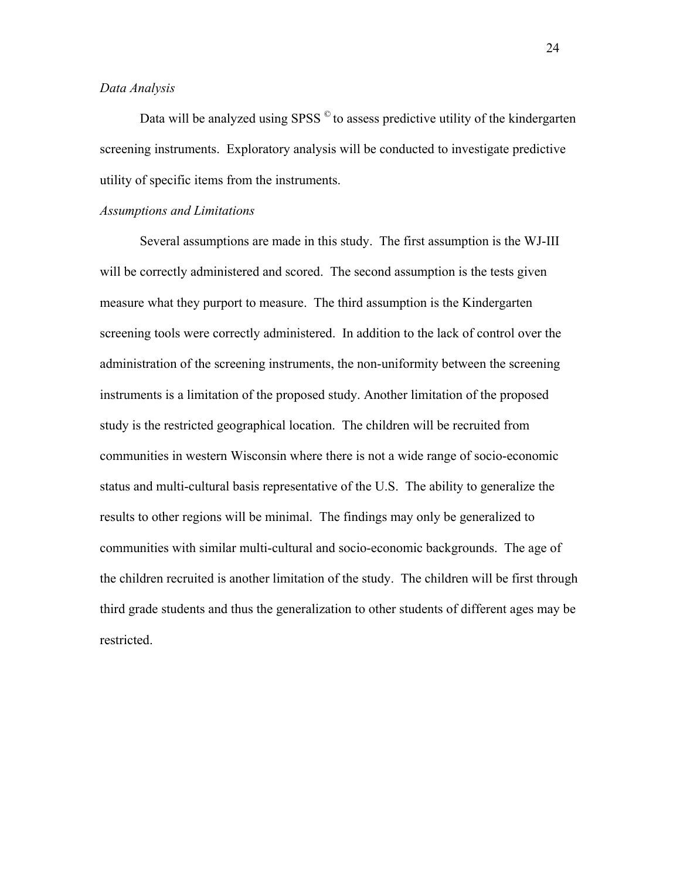*Data Analysis*

Data will be analyzed using SPSS © to assess predictive utility of the kindergarten screening instruments. Exploratory analysis will be conducted to investigate predictive utility of specific items from the instruments.

*Assumptions and Limitations*

Several assumptions are made in this study. The first assumption is the WJ-III will be correctly administered and scored. The second assumption is the tests given measure what they purport to measure. The third assumption is the Kindergarten screening tools were correctly administered. In addition to the lack of control over the administration of the screening instruments, the non-uniformity between the screening instruments is a limitation of the proposed study. Another limitation of the proposed study is the restricted geographical location. The children will be recruited from communities in western Wisconsin where there is not a wide range of socio-economic status and multi-cultural basis representative of the U.S. The ability to generalize the results to other regions will be minimal. The findings may only be generalized to communities with similar multi-cultural and socio-economic backgrounds. The age of the children recruited is another limitation of the study. The children will be first through third grade students and thus the generalization to other students of different ages may be restricted.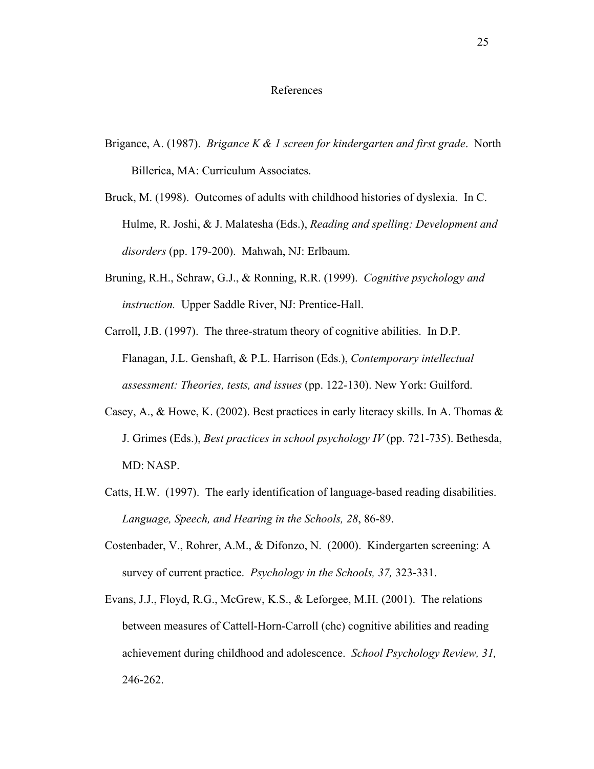# References

Brigance, A. (1987). *Brigance K & 1 screen for kindergarten and first grade*. North Billerica, MA: Curriculum Associates.

Bruck, M. (1998). Outcomes of adults with childhood histories of dyslexia. In C. Hulme, R. Joshi, & J. Malatesha (Eds.), *Reading and spelling: Development and disorders* (pp. 179-200). Mahwah, NJ: Erlbaum.

Bruning, R.H., Schraw, G.J., & Ronning, R.R. (1999). *Cognitive psychology and instruction.* Upper Saddle River, NJ: Prentice-Hall.

Carroll, J.B. (1997). The three-stratum theory of cognitive abilities. In D.P. Flanagan, J.L. Genshaft, & P.L. Harrison (Eds.), *Contemporary intellectual assessment: Theories, tests, and issues* (pp. 122-130). New York: Guilford.

Casey, A., & Howe, K. (2002). Best practices in early literacy skills. In A. Thomas & J. Grimes (Eds.), *Best practices in school psychology IV* (pp. 721-735). Bethesda, MD: NASP.

Catts, H.W. (1997). The early identification of language-based reading disabilities. *Language, Speech, and Hearing in the Schools, 28*, 86-89.

Costenbader, V., Rohrer, A.M., & Difonzo, N. (2000). Kindergarten screening: A survey of current practice. *Psychology in the Schools, 37,* 323-331.

Evans, J.J., Floyd, R.G., McGrew, K.S., & Leforgee, M.H. (2001). The relations between measures of Cattell-Horn-Carroll (chc) cognitive abilities and reading achievement during childhood and adolescence. *School Psychology Review, 31,* 246-262.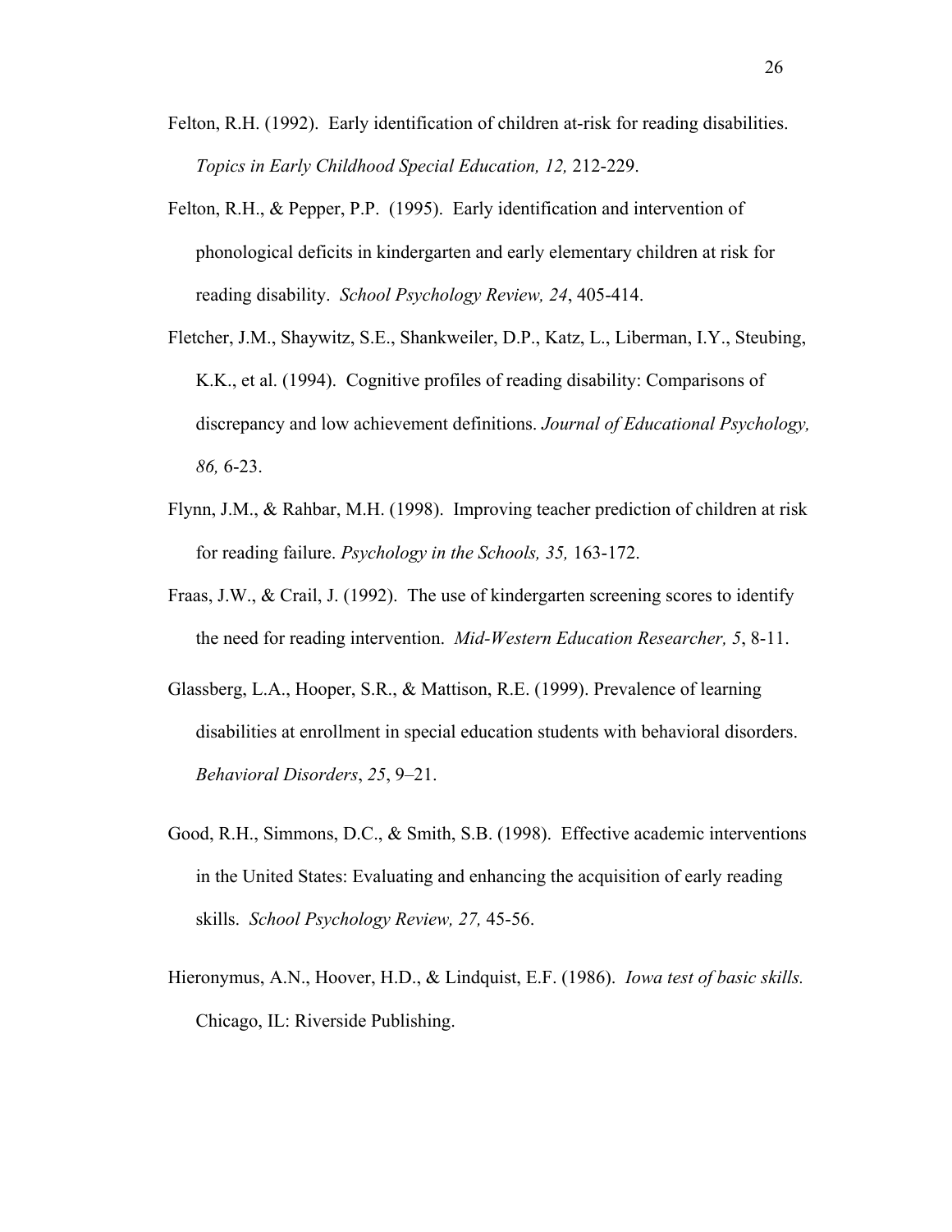Felton, R.H. (1992). Early identification of children at-risk for reading disabilities. *Topics in Early Childhood Special Education, 12,* 212-229.

Felton, R.H., & Pepper, P.P. (1995). Early identification and intervention of phonological deficits in kindergarten and early elementary children at risk for reading disability. *School Psychology Review, 24*, 405-414.

Fletcher, J.M., Shaywitz, S.E., Shankweiler, D.P., Katz, L., Liberman, I.Y., Steubing, K.K., et al. (1994). Cognitive profiles of reading disability: Comparisons of discrepancy and low achievement definitions. *Journal of Educational Psychology, 86,* 6-23.

Flynn, J.M., & Rahbar, M.H. (1998). Improving teacher prediction of children at risk for reading failure. *Psychology in the Schools, 35,* 163-172.

Fraas, J.W., & Crail, J. (1992). The use of kindergarten screening scores to identify the need for reading intervention. *Mid-Western Education Researcher, 5*, 8-11.

Glassberg, L.A., Hooper, S.R., & Mattison, R.E. (1999). Prevalence of learning disabilities at enrollment in special education students with behavioral disorders. *Behavioral Disorders*, *25*, 9–21.

Good, R.H., Simmons, D.C., & Smith, S.B. (1998). Effective academic interventions in the United States: Evaluating and enhancing the acquisition of early reading skills. *School Psychology Review, 27,* 45-56.

Hieronymus, A.N., Hoover, H.D., & Lindquist, E.F. (1986). *Iowa test of basic skills.* Chicago, IL: Riverside Publishing.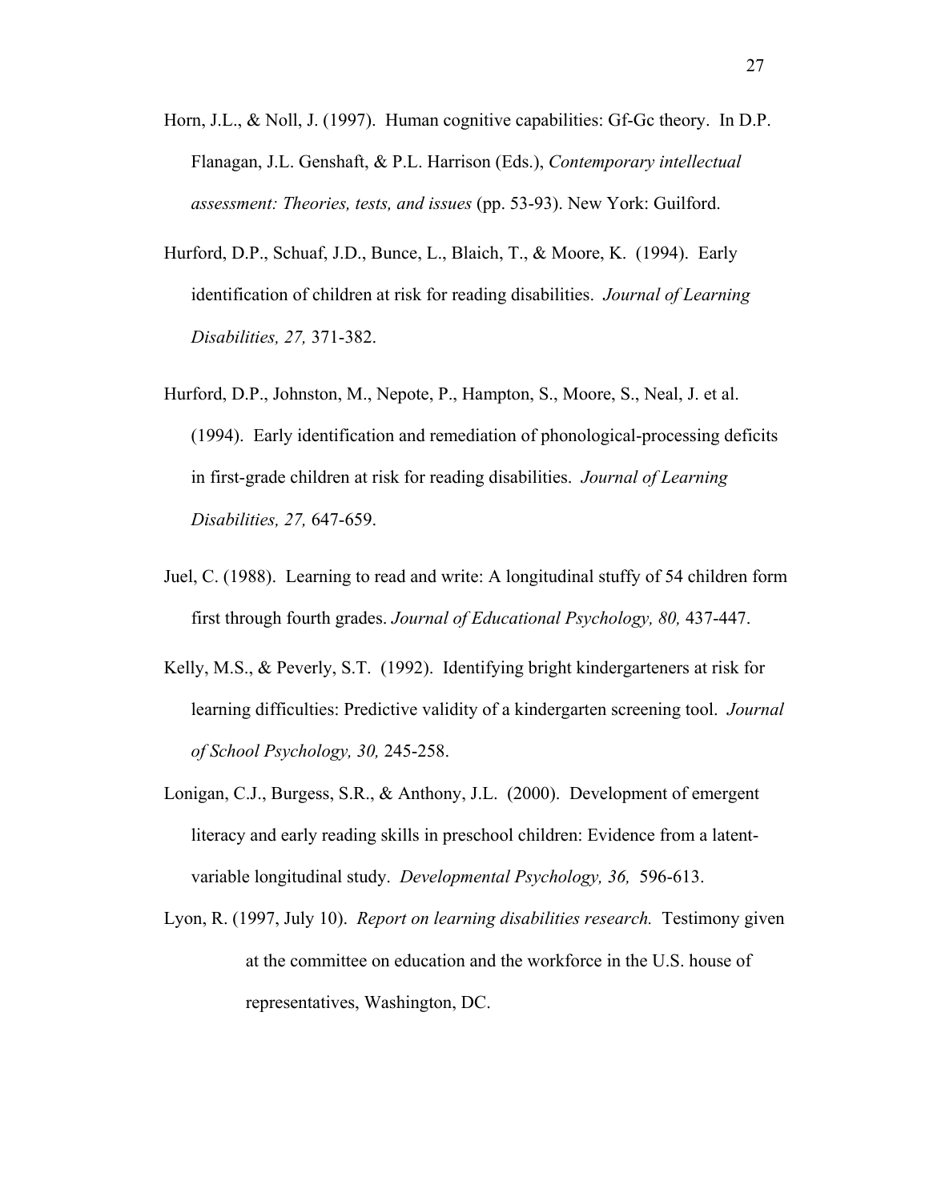Horn, J.L., & Noll, J. (1997). Human cognitive capabilities: Gf-Gc theory. In D.P. Flanagan, J.L. Genshaft, & P.L. Harrison (Eds.), *Contemporary intellectual assessment: Theories, tests, and issues* (pp. 53-93). New York: Guilford.

Hurford, D.P., Schuaf, J.D., Bunce, L., Blaich, T., & Moore, K. (1994). Early identification of children at risk for reading disabilities. *Journal of Learning Disabilities, 27,* 371-382.

Hurford, D.P., Johnston, M., Nepote, P., Hampton, S., Moore, S., Neal, J. et al. (1994). Early identification and remediation of phonological-processing deficits in first-grade children at risk for reading disabilities. *Journal of Learning Disabilities, 27,* 647-659.

Juel, C. (1988). Learning to read and write: A longitudinal stuffy of 54 children form first through fourth grades. *Journal of Educational Psychology, 80,* 437-447.

Kelly, M.S., & Peverly, S.T. (1992). Identifying bright kindergarteners at risk for learning difficulties: Predictive validity of a kindergarten screening tool. *Journal of School Psychology, 30,* 245-258.

Lonigan, C.J., Burgess, S.R., & Anthony, J.L. (2000). Development of emergent literacy and early reading skills in preschool children: Evidence from a latent-variable longitudinal study. *Developmental Psychology, 36,* 596-613.

Lyon, R. (1997, July 10). *Report on learning disabilities research.* Testimony given at the committee on education and the workforce in the U.S. house of representatives, Washington, DC.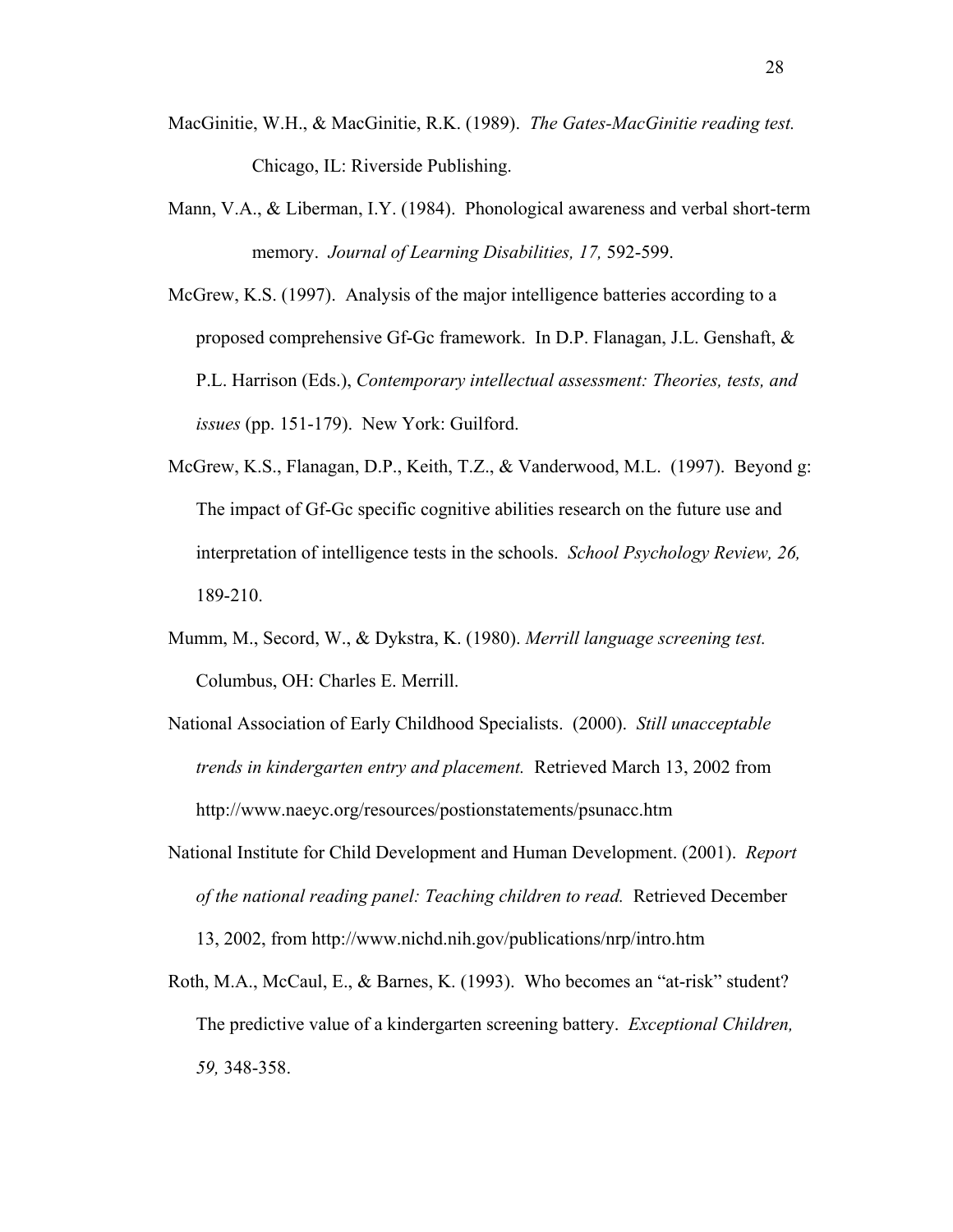MacGinitie, W.H., & MacGinitie, R.K. (1989). *The Gates-MacGinitie reading test.* Chicago, IL: Riverside Publishing.

Mann, V.A., & Liberman, I.Y. (1984). Phonological awareness and verbal short-term memory. *Journal of Learning Disabilities, 17,* 592-599.

McGrew, K.S. (1997). Analysis of the major intelligence batteries according to a proposed comprehensive Gf-Gc framework. In D.P. Flanagan, J.L. Genshaft, & P.L. Harrison (Eds.), *Contemporary intellectual assessment: Theories, tests, and issues* (pp. 151-179). New York: Guilford.

McGrew, K.S., Flanagan, D.P., Keith, T.Z., & Vanderwood, M.L. (1997). Beyond g: The impact of Gf-Gc specific cognitive abilities research on the future use and interpretation of intelligence tests in the schools. *School Psychology Review, 26,* 189-210.

Mumm, M., Secord, W., & Dykstra, K. (1980). *Merrill language screening test.* Columbus, OH: Charles E. Merrill.

National Association of Early Childhood Specialists. (2000). *Still unacceptable trends in kindergarten entry and placement.* Retrieved March 13, 2002 from http://www.naeyc.org/resources/postionstatements/psunacc.htm

National Institute for Child Development and Human Development. (2001). *Report of the national reading panel: Teaching children to read.* Retrieved December 13, 2002, from http://www.nichd.nih.gov/publications/nrp/intro.htm

Roth, M.A., McCaul, E., & Barnes, K. (1993). Who becomes an "at-risk" student? The predictive value of a kindergarten screening battery. *Exceptional Children, 59,* 348-358.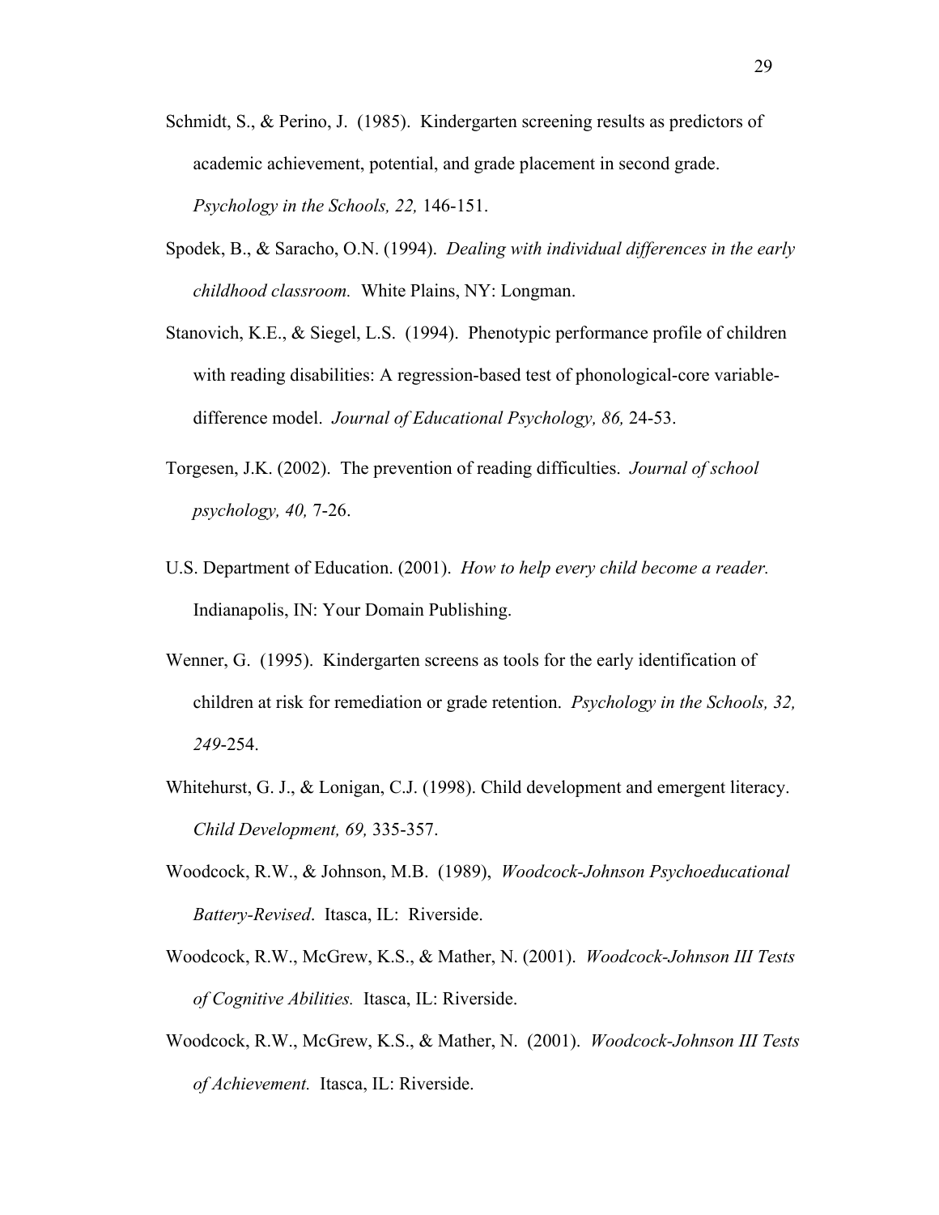Schmidt, S., & Perino, J. (1985). Kindergarten screening results as predictors of academic achievement, potential, and grade placement in second grade. *Psychology in the Schools, 22,* 146-151.

Spodek, B., & Saracho, O.N. (1994). *Dealing with individual differences in the early childhood classroom.* White Plains, NY: Longman.

Stanovich, K.E., & Siegel, L.S. (1994). Phenotypic performance profile of children with reading disabilities: A regression-based test of phonological-core variable-difference model. *Journal of Educational Psychology, 86,* 24-53.

Torgesen, J.K. (2002). The prevention of reading difficulties. *Journal of school psychology, 40,* 7-26.

U.S. Department of Education. (2001). *How to help every child become a reader.* Indianapolis, IN: Your Domain Publishing.

Wenner, G. (1995). Kindergarten screens as tools for the early identification of children at risk for remediation or grade retention. *Psychology in the Schools, 32, 249*-254.

Whitehurst, G. J., & Lonigan, C.J. (1998). Child development and emergent literacy. *Child Development, 69,* 335-357.

Woodcock, R.W., & Johnson, M.B. (1989), *Woodcock-Johnson Psychoeducational Battery-Revised*. Itasca, IL: Riverside.

Woodcock, R.W., McGrew, K.S., & Mather, N. (2001). *Woodcock-Johnson III Tests of Cognitive Abilities.* Itasca, IL: Riverside.

Woodcock, R.W., McGrew, K.S., & Mather, N. (2001). *Woodcock-Johnson III Tests of Achievement.* Itasca, IL: Riverside.